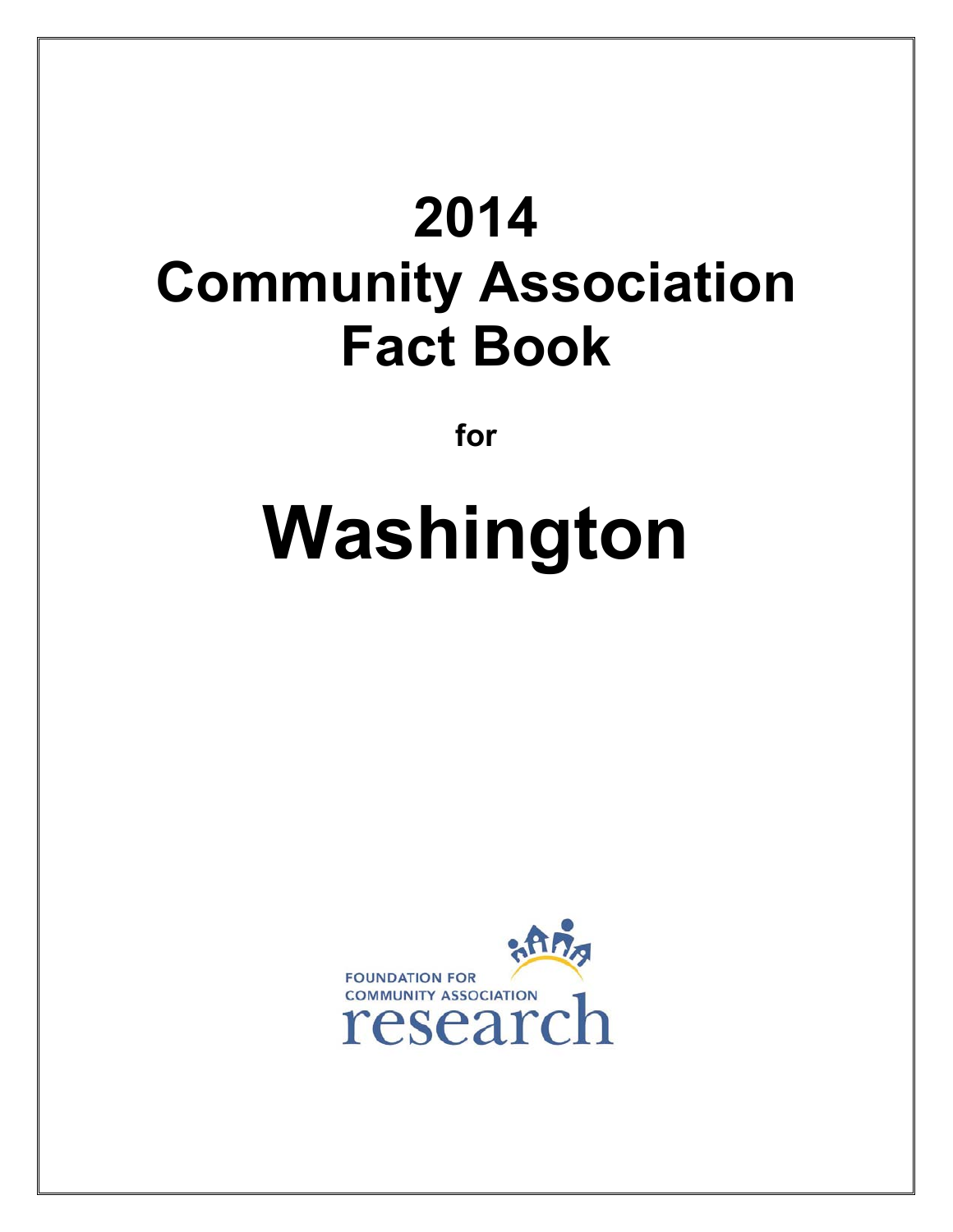# 2014 Community Association Fact Book

for

# Washington

FOUNDATION FOR COMMUNITY ASSOCIATION research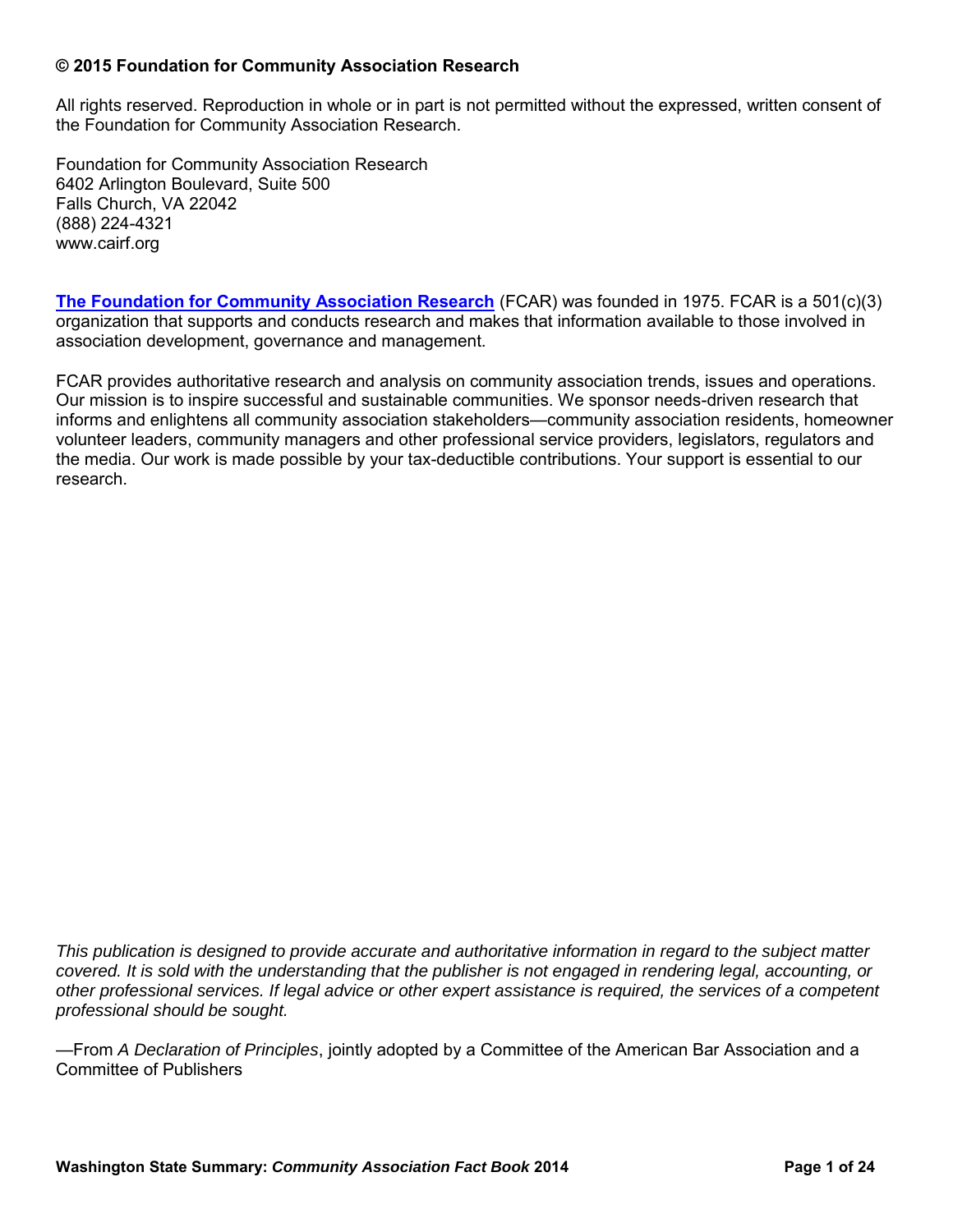**© 2015 Foundation for Community Association Research**

All rights reserved. Reproduction in whole or in part is not permitted without the expressed, written consent of the Foundation for Community Association Research.

Foundation for Community Association Research
6402 Arlington Boulevard, Suite 500
Falls Church, VA 22042
(888) 224-4321
www.cairf.org

**The Foundation for Community Association Research** (FCAR) was founded in 1975. FCAR is a 501(c)(3) organization that supports and conducts research and makes that information available to those involved in association development, governance and management.

FCAR provides authoritative research and analysis on community association trends, issues and operations. Our mission is to inspire successful and sustainable communities. We sponsor needs-driven research that informs and enlightens all community association stakeholders—community association residents, homeowner volunteer leaders, community managers and other professional service providers, legislators, regulators and the media. Our work is made possible by your tax-deductible contributions. Your support is essential to our research.

*This publication is designed to provide accurate and authoritative information in regard to the subject matter covered. It is sold with the understanding that the publisher is not engaged in rendering legal, accounting, or other professional services. If legal advice or other expert assistance is required, the services of a competent professional should be sought.*

—From *A Declaration of Principles*, jointly adopted by a Committee of the American Bar Association and a Committee of Publishers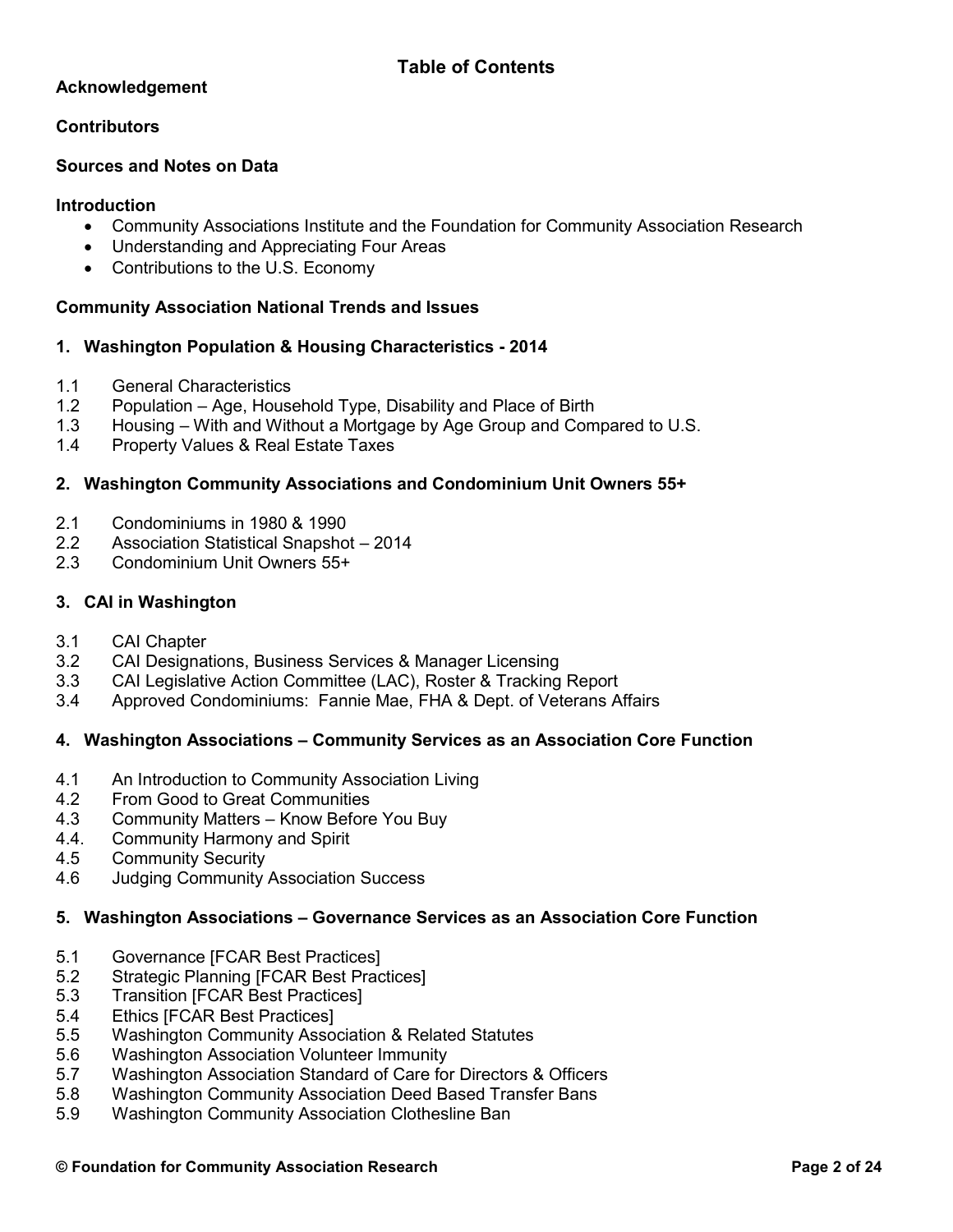# Table of Contents

**Acknowledgement**

**Contributors**

**Sources and Notes on Data**

**Introduction**

- Community Associations Institute and the Foundation for Community Association Research
- Understanding and Appreciating Four Areas
- Contributions to the U.S. Economy

**Community Association National Trends and Issues**

## 1. Washington Population & Housing Characteristics - 2014

1.1 General Characteristics
1.2 Population – Age, Household Type, Disability and Place of Birth
1.3 Housing – With and Without a Mortgage by Age Group and Compared to U.S.
1.4 Property Values & Real Estate Taxes

## 2. Washington Community Associations and Condominium Unit Owners 55+

2.1 Condominiums in 1980 & 1990
2.2 Association Statistical Snapshot – 2014
2.3 Condominium Unit Owners 55+

## 3. CAI in Washington

3.1 CAI Chapter
3.2 CAI Designations, Business Services & Manager Licensing
3.3 CAI Legislative Action Committee (LAC), Roster & Tracking Report
3.4 Approved Condominiums: Fannie Mae, FHA & Dept. of Veterans Affairs

## 4. Washington Associations – Community Services as an Association Core Function

4.1 An Introduction to Community Association Living
4.2 From Good to Great Communities
4.3 Community Matters – Know Before You Buy
4.4. Community Harmony and Spirit
4.5 Community Security
4.6 Judging Community Association Success

## 5. Washington Associations – Governance Services as an Association Core Function

5.1 Governance [FCAR Best Practices]
5.2 Strategic Planning [FCAR Best Practices]
5.3 Transition [FCAR Best Practices]
5.4 Ethics [FCAR Best Practices]
5.5 Washington Community Association & Related Statutes
5.6 Washington Association Volunteer Immunity
5.7 Washington Association Standard of Care for Directors & Officers
5.8 Washington Community Association Deed Based Transfer Bans
5.9 Washington Community Association Clothesline Ban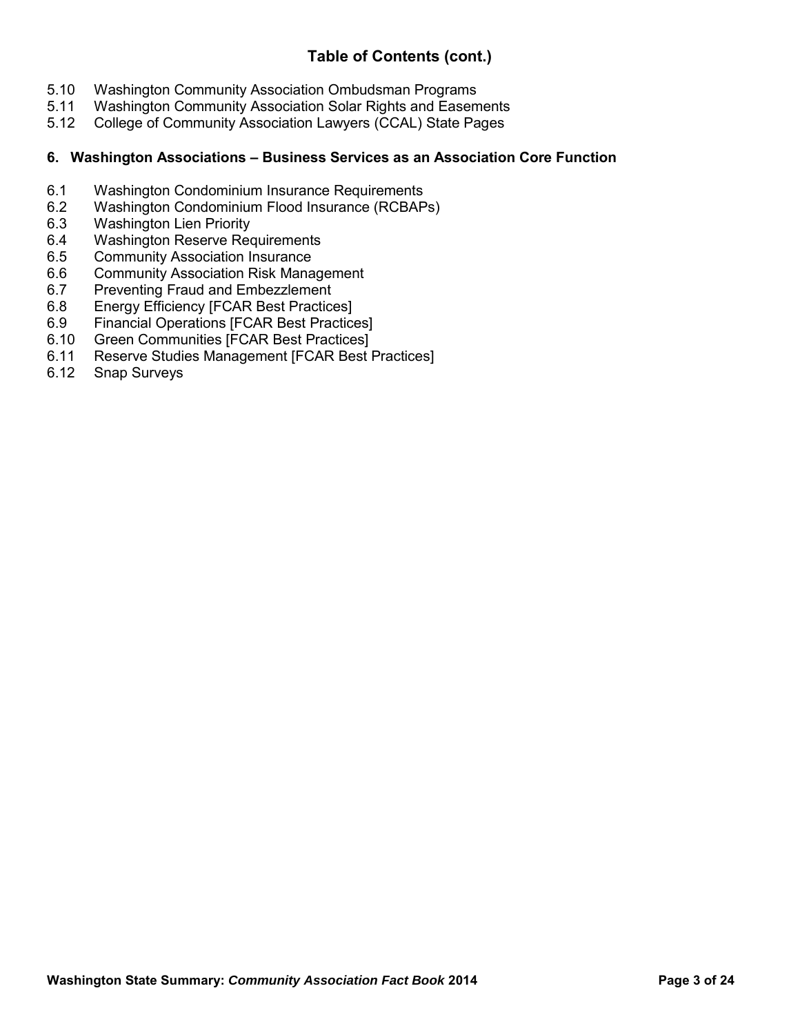## Table of Contents (cont.)

5.10 Washington Community Association Ombudsman Programs
5.11 Washington Community Association Solar Rights and Easements
5.12 College of Community Association Lawyers (CCAL) State Pages

### 6. Washington Associations – Business Services as an Association Core Function

6.1 Washington Condominium Insurance Requirements
6.2 Washington Condominium Flood Insurance (RCBAPs)
6.3 Washington Lien Priority
6.4 Washington Reserve Requirements
6.5 Community Association Insurance
6.6 Community Association Risk Management
6.7 Preventing Fraud and Embezzlement
6.8 Energy Efficiency [FCAR Best Practices]
6.9 Financial Operations [FCAR Best Practices]
6.10 Green Communities [FCAR Best Practices]
6.11 Reserve Studies Management [FCAR Best Practices]
6.12 Snap Surveys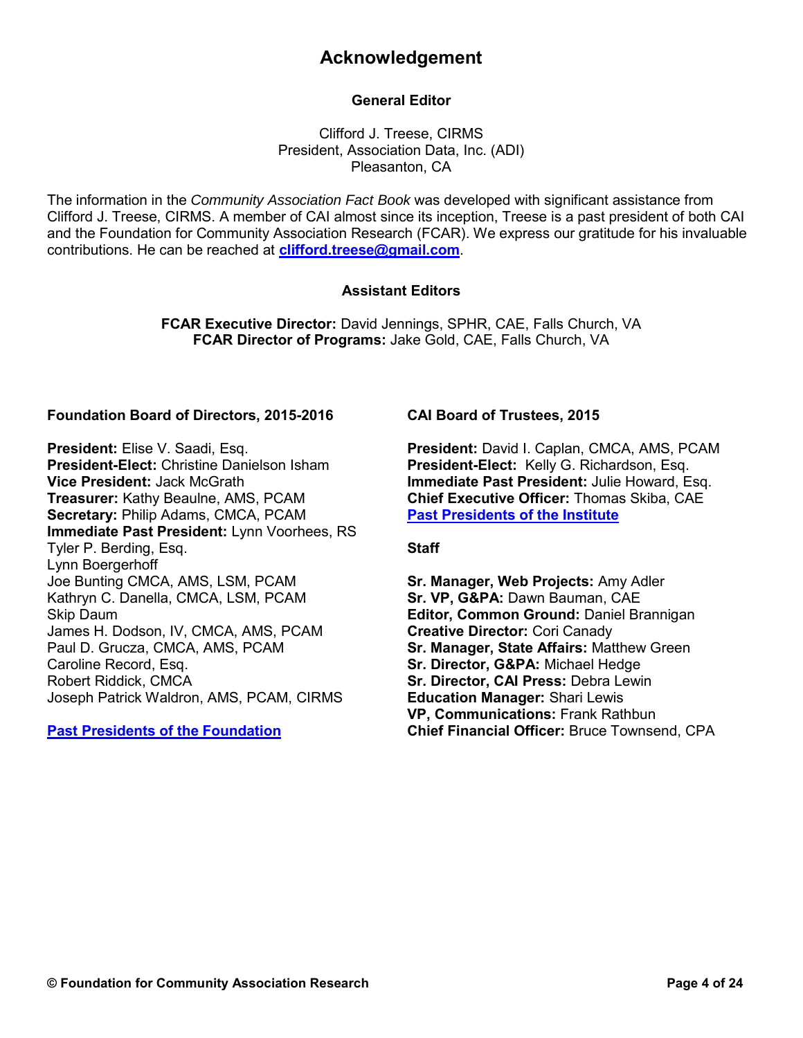# Acknowledgement

### General Editor

Clifford J. Treese, CIRMS
President, Association Data, Inc. (ADI)
Pleasanton, CA

The information in the *Community Association Fact Book* was developed with significant assistance from Clifford J. Treese, CIRMS. A member of CAI almost since its inception, Treese is a past president of both CAI and the Foundation for Community Association Research (FCAR). We express our gratitude for his invaluable contributions. He can be reached at **clifford.treese@gmail.com**.

### Assistant Editors

**FCAR Executive Director:** David Jennings, SPHR, CAE, Falls Church, VA
**FCAR Director of Programs:** Jake Gold, CAE, Falls Church, VA

### Foundation Board of Directors, 2015-2016

**President:** Elise V. Saadi, Esq.
**President-Elect:** Christine Danielson Isham
**Vice President:** Jack McGrath
**Treasurer:** Kathy Beaulne, AMS, PCAM
**Secretary:** Philip Adams, CMCA, PCAM
**Immediate Past President:** Lynn Voorhees, RS
Tyler P. Berding, Esq.
Lynn Boergerhoff
Joe Bunting CMCA, AMS, LSM, PCAM
Kathryn C. Danella, CMCA, LSM, PCAM
Skip Daum
James H. Dodson, IV, CMCA, AMS, PCAM
Paul D. Grucza, CMCA, AMS, PCAM
Caroline Record, Esq.
Robert Riddick, CMCA
Joseph Patrick Waldron, AMS, PCAM, CIRMS

**Past Presidents of the Foundation**

### CAI Board of Trustees, 2015

**President:** David I. Caplan, CMCA, AMS, PCAM
**President-Elect:** Kelly G. Richardson, Esq.
**Immediate Past President:** Julie Howard, Esq.
**Chief Executive Officer:** Thomas Skiba, CAE
**Past Presidents of the Institute**

### Staff

**Sr. Manager, Web Projects:** Amy Adler
**Sr. VP, G&PA:** Dawn Bauman, CAE
**Editor, Common Ground:** Daniel Brannigan
**Creative Director:** Cori Canady
**Sr. Manager, State Affairs:** Matthew Green
**Sr. Director, G&PA:** Michael Hedge
**Sr. Director, CAI Press:** Debra Lewin
**Education Manager:** Shari Lewis
**VP, Communications:** Frank Rathbun
**Chief Financial Officer:** Bruce Townsend, CPA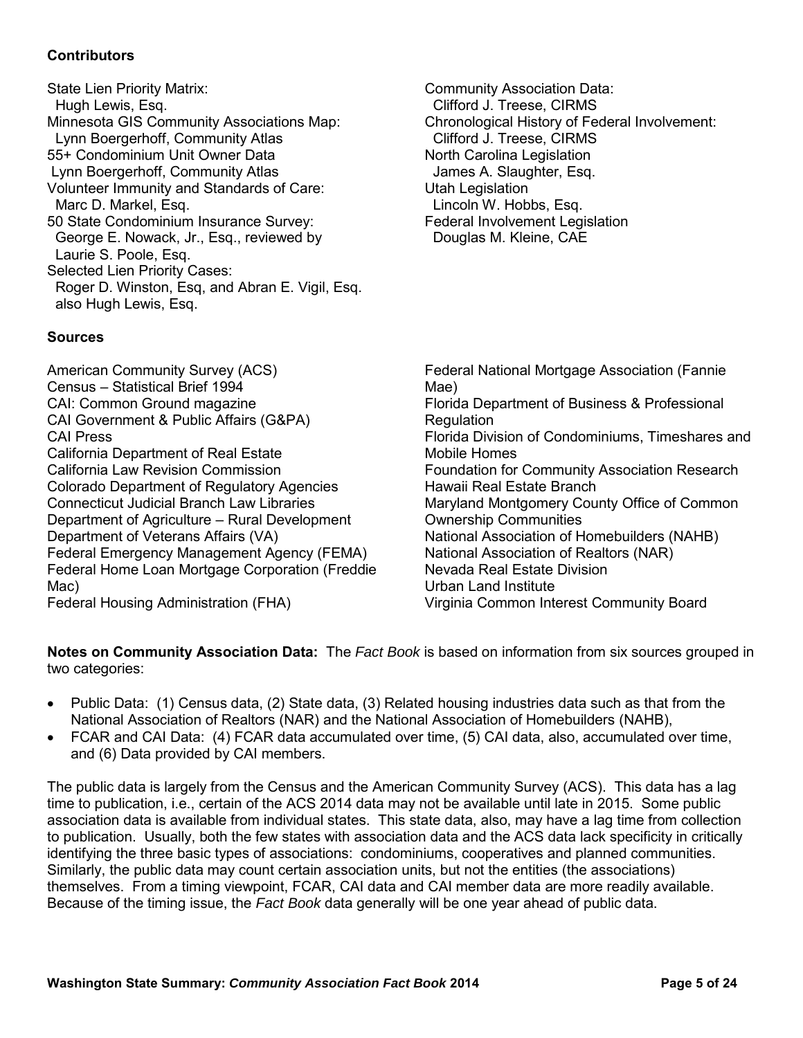### Contributors

State Lien Priority Matrix:
Hugh Lewis, Esq.
Minnesota GIS Community Associations Map:
Lynn Boergerhoff, Community Atlas
55+ Condominium Unit Owner Data
Lynn Boergerhoff, Community Atlas
Volunteer Immunity and Standards of Care:
Marc D. Markel, Esq.
50 State Condominium Insurance Survey:
George E. Nowack, Jr., Esq., reviewed by Laurie S. Poole, Esq.
Selected Lien Priority Cases:
Roger D. Winston, Esq, and Abran E. Vigil, Esq. also Hugh Lewis, Esq.

Community Association Data:
Clifford J. Treese, CIRMS
Chronological History of Federal Involvement:
Clifford J. Treese, CIRMS
North Carolina Legislation
James A. Slaughter, Esq.
Utah Legislation
Lincoln W. Hobbs, Esq.
Federal Involvement Legislation
Douglas M. Kleine, CAE

### Sources

American Community Survey (ACS)
Census – Statistical Brief 1994
CAI: Common Ground magazine
CAI Government & Public Affairs (G&PA)
CAI Press
California Department of Real Estate
California Law Revision Commission
Colorado Department of Regulatory Agencies
Connecticut Judicial Branch Law Libraries
Department of Agriculture – Rural Development
Department of Veterans Affairs (VA)
Federal Emergency Management Agency (FEMA)
Federal Home Loan Mortgage Corporation (Freddie Mac)
Federal Housing Administration (FHA)
Federal National Mortgage Association (Fannie Mae)
Florida Department of Business & Professional Regulation
Florida Division of Condominiums, Timeshares and Mobile Homes
Foundation for Community Association Research
Hawaii Real Estate Branch
Maryland Montgomery County Office of Common Ownership Communities
National Association of Homebuilders (NAHB)
National Association of Realtors (NAR)
Nevada Real Estate Division
Urban Land Institute
Virginia Common Interest Community Board

**Notes on Community Association Data:** The *Fact Book* is based on information from six sources grouped in two categories:

- Public Data: (1) Census data, (2) State data, (3) Related housing industries data such as that from the National Association of Realtors (NAR) and the National Association of Homebuilders (NAHB),
- FCAR and CAI Data: (4) FCAR data accumulated over time, (5) CAI data, also, accumulated over time, and (6) Data provided by CAI members.

The public data is largely from the Census and the American Community Survey (ACS). This data has a lag time to publication, i.e., certain of the ACS 2014 data may not be available until late in 2015. Some public association data is available from individual states. This state data, also, may have a lag time from collection to publication. Usually, both the few states with association data and the ACS data lack specificity in critically identifying the three basic types of associations: condominiums, cooperatives and planned communities. Similarly, the public data may count certain association units, but not the entities (the associations) themselves. From a timing viewpoint, FCAR, CAI data and CAI member data are more readily available. Because of the timing issue, the *Fact Book* data generally will be one year ahead of public data.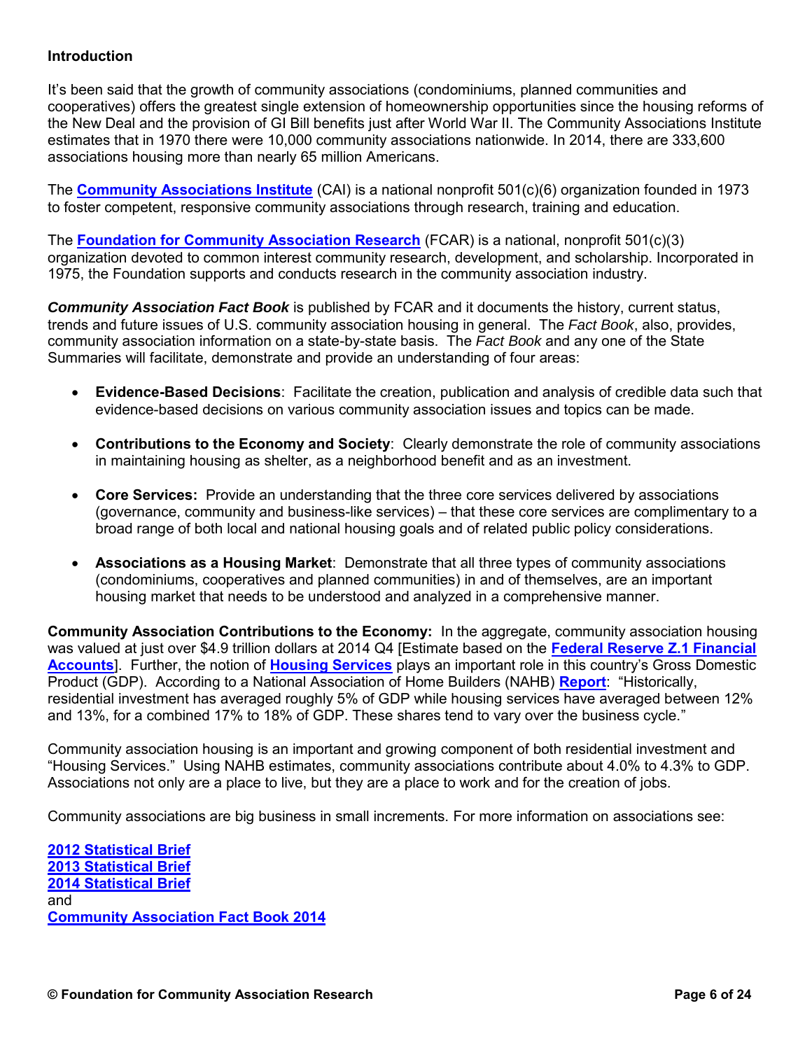## Introduction

It's been said that the growth of community associations (condominiums, planned communities and cooperatives) offers the greatest single extension of homeownership opportunities since the housing reforms of the New Deal and the provision of GI Bill benefits just after World War II. The Community Associations Institute estimates that in 1970 there were 10,000 community associations nationwide. In 2014, there are 333,600 associations housing more than nearly 65 million Americans.

The **Community Associations Institute** (CAI) is a national nonprofit 501(c)(6) organization founded in 1973 to foster competent, responsive community associations through research, training and education.

The **Foundation for Community Association Research** (FCAR) is a national, nonprofit 501(c)(3) organization devoted to common interest community research, development, and scholarship. Incorporated in 1975, the Foundation supports and conducts research in the community association industry.

***Community Association Fact Book*** is published by FCAR and it documents the history, current status, trends and future issues of U.S. community association housing in general. The *Fact Book*, also, provides, community association information on a state-by-state basis. The *Fact Book* and any one of the State Summaries will facilitate, demonstrate and provide an understanding of four areas:

- **Evidence-Based Decisions**: Facilitate the creation, publication and analysis of credible data such that evidence-based decisions on various community association issues and topics can be made.
- **Contributions to the Economy and Society**: Clearly demonstrate the role of community associations in maintaining housing as shelter, as a neighborhood benefit and as an investment.
- **Core Services:** Provide an understanding that the three core services delivered by associations (governance, community and business-like services) – that these core services are complimentary to a broad range of both local and national housing goals and of related public policy considerations.
- **Associations as a Housing Market**: Demonstrate that all three types of community associations (condominiums, cooperatives and planned communities) in and of themselves, are an important housing market that needs to be understood and analyzed in a comprehensive manner.

**Community Association Contributions to the Economy:** In the aggregate, community association housing was valued at just over $4.9 trillion dollars at 2014 Q4 [Estimate based on the **Federal Reserve Z.1 Financial Accounts**]. Further, the notion of **Housing Services** plays an important role in this country's Gross Domestic Product (GDP). According to a National Association of Home Builders (NAHB) **Report**: "Historically, residential investment has averaged roughly 5% of GDP while housing services have averaged between 12% and 13%, for a combined 17% to 18% of GDP. These shares tend to vary over the business cycle."

Community association housing is an important and growing component of both residential investment and "Housing Services." Using NAHB estimates, community associations contribute about 4.0% to 4.3% to GDP. Associations not only are a place to live, but they are a place to work and for the creation of jobs.

Community associations are big business in small increments. For more information on associations see:

**2012 Statistical Brief**
**2013 Statistical Brief**
**2014 Statistical Brief**
and
**Community Association Fact Book 2014**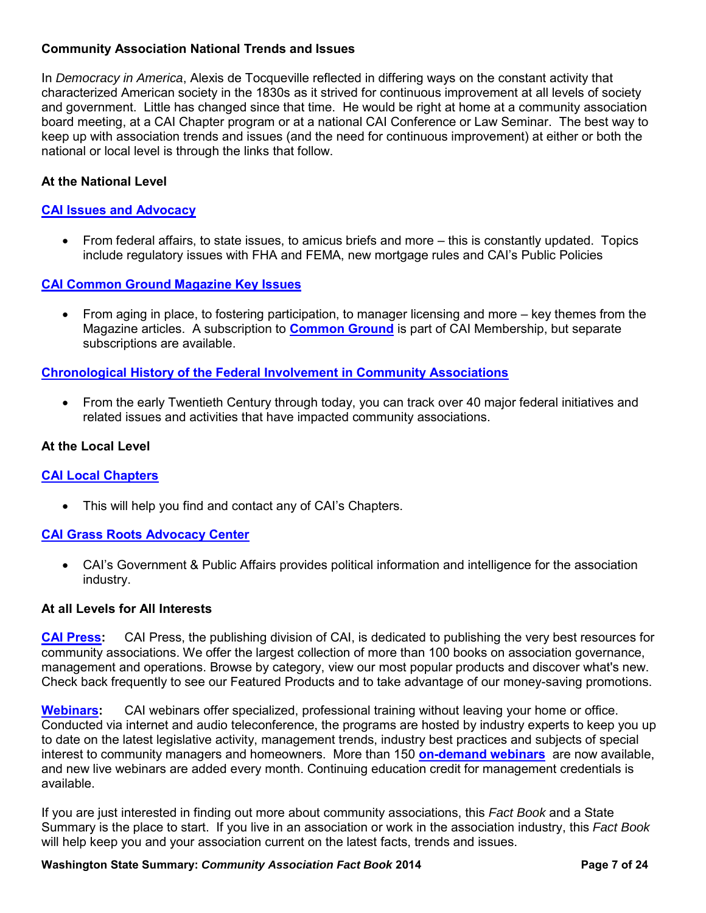## Community Association National Trends and Issues

In *Democracy in America*, Alexis de Tocqueville reflected in differing ways on the constant activity that characterized American society in the 1830s as it strived for continuous improvement at all levels of society and government. Little has changed since that time. He would be right at home at a community association board meeting, at a CAI Chapter program or at a national CAI Conference or Law Seminar. The best way to keep up with association trends and issues (and the need for continuous improvement) at either or both the national or local level is through the links that follow.

### At the National Level

**CAI Issues and Advocacy**

- From federal affairs, to state issues, to amicus briefs and more – this is constantly updated. Topics include regulatory issues with FHA and FEMA, new mortgage rules and CAI's Public Policies

**CAI Common Ground Magazine Key Issues**

- From aging in place, to fostering participation, to manager licensing and more – key themes from the Magazine articles. A subscription to **Common Ground** is part of CAI Membership, but separate subscriptions are available.

**Chronological History of the Federal Involvement in Community Associations**

- From the early Twentieth Century through today, you can track over 40 major federal initiatives and related issues and activities that have impacted community associations.

### At the Local Level

**CAI Local Chapters**

- This will help you find and contact any of CAI's Chapters.

**CAI Grass Roots Advocacy Center**

- CAI's Government & Public Affairs provides political information and intelligence for the association industry.

### At all Levels for All Interests

**CAI Press:** CAI Press, the publishing division of CAI, is dedicated to publishing the very best resources for community associations. We offer the largest collection of more than 100 books on association governance, management and operations. Browse by category, view our most popular products and discover what's new. Check back frequently to see our Featured Products and to take advantage of our money-saving promotions.

**Webinars:** CAI webinars offer specialized, professional training without leaving your home or office. Conducted via internet and audio teleconference, the programs are hosted by industry experts to keep you up to date on the latest legislative activity, management trends, industry best practices and subjects of special interest to community managers and homeowners. More than 150 **on-demand webinars** are now available, and new live webinars are added every month. Continuing education credit for management credentials is available.

If you are just interested in finding out more about community associations, this *Fact Book* and a State Summary is the place to start. If you live in an association or work in the association industry, this *Fact Book* will help keep you and your association current on the latest facts, trends and issues.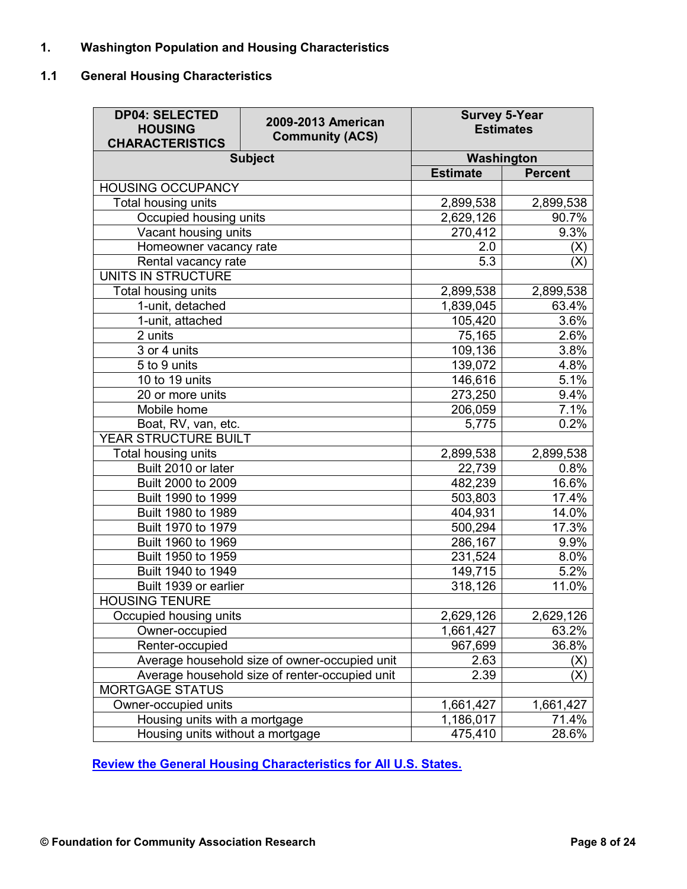# 1. Washington Population and Housing Characteristics

## 1.1 General Housing Characteristics

| DP04: SELECTED HOUSING CHARACTERISTICS | 2009-2013 American Community (ACS) | Survey 5-Year Estimates | |
|---|---|---|---|
| Subject | | Washington | |
| | | Estimate | Percent |
| HOUSING OCCUPANCY | | | |
| Total housing units | | 2,899,538 | 2,899,538 |
| Occupied housing units | | 2,629,126 | 90.7% |
| Vacant housing units | | 270,412 | 9.3% |
| Homeowner vacancy rate | | 2.0 | (X) |
| Rental vacancy rate | | 5.3 | (X) |
| UNITS IN STRUCTURE | | | |
| Total housing units | | 2,899,538 | 2,899,538 |
| 1-unit, detached | | 1,839,045 | 63.4% |
| 1-unit, attached | | 105,420 | 3.6% |
| 2 units | | 75,165 | 2.6% |
| 3 or 4 units | | 109,136 | 3.8% |
| 5 to 9 units | | 139,072 | 4.8% |
| 10 to 19 units | | 146,616 | 5.1% |
| 20 or more units | | 273,250 | 9.4% |
| Mobile home | | 206,059 | 7.1% |
| Boat, RV, van, etc. | | 5,775 | 0.2% |
| YEAR STRUCTURE BUILT | | | |
| Total housing units | | 2,899,538 | 2,899,538 |
| Built 2010 or later | | 22,739 | 0.8% |
| Built 2000 to 2009 | | 482,239 | 16.6% |
| Built 1990 to 1999 | | 503,803 | 17.4% |
| Built 1980 to 1989 | | 404,931 | 14.0% |
| Built 1970 to 1979 | | 500,294 | 17.3% |
| Built 1960 to 1969 | | 286,167 | 9.9% |
| Built 1950 to 1959 | | 231,524 | 8.0% |
| Built 1940 to 1949 | | 149,715 | 5.2% |
| Built 1939 or earlier | | 318,126 | 11.0% |
| HOUSING TENURE | | | |
| Occupied housing units | | 2,629,126 | 2,629,126 |
| Owner-occupied | | 1,661,427 | 63.2% |
| Renter-occupied | | 967,699 | 36.8% |
| Average household size of owner-occupied unit | | 2.63 | (X) |
| Average household size of renter-occupied unit | | 2.39 | (X) |
| MORTGAGE STATUS | | | |
| Owner-occupied units | | 1,661,427 | 1,661,427 |
| Housing units with a mortgage | | 1,186,017 | 71.4% |
| Housing units without a mortgage | | 475,410 | 28.6% |

Review the General Housing Characteristics for All U.S. States.

© Foundation for Community Association Research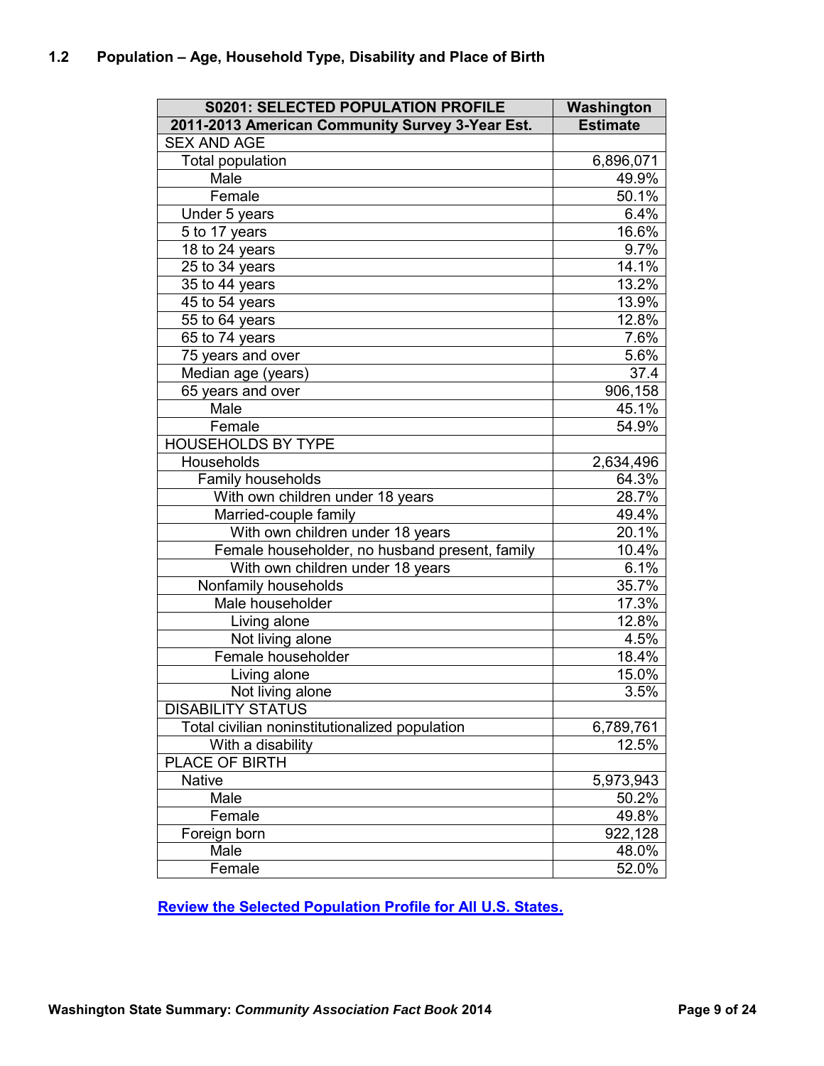## 1.2 Population – Age, Household Type, Disability and Place of Birth

| S0201: SELECTED POPULATION PROFILE | Washington |
|---|---|
| 2011-2013 American Community Survey 3-Year Est. | Estimate |
| SEX AND AGE | |
| Total population | 6,896,071 |
| Male | 49.9% |
| Female | 50.1% |
| Under 5 years | 6.4% |
| 5 to 17 years | 16.6% |
| 18 to 24 years | 9.7% |
| 25 to 34 years | 14.1% |
| 35 to 44 years | 13.2% |
| 45 to 54 years | 13.9% |
| 55 to 64 years | 12.8% |
| 65 to 74 years | 7.6% |
| 75 years and over | 5.6% |
| Median age (years) | 37.4 |
| 65 years and over | 906,158 |
| Male | 45.1% |
| Female | 54.9% |
| HOUSEHOLDS BY TYPE | |
| Households | 2,634,496 |
| Family households | 64.3% |
| With own children under 18 years | 28.7% |
| Married-couple family | 49.4% |
| With own children under 18 years | 20.1% |
| Female householder, no husband present, family | 10.4% |
| With own children under 18 years | 6.1% |
| Nonfamily households | 35.7% |
| Male householder | 17.3% |
| Living alone | 12.8% |
| Not living alone | 4.5% |
| Female householder | 18.4% |
| Living alone | 15.0% |
| Not living alone | 3.5% |
| DISABILITY STATUS | |
| Total civilian noninstitutionalized population | 6,789,761 |
| With a disability | 12.5% |
| PLACE OF BIRTH | |
| Native | 5,973,943 |
| Male | 50.2% |
| Female | 49.8% |
| Foreign born | 922,128 |
| Male | 48.0% |
| Female | 52.0% |

**Review the Selected Population Profile for All U.S. States.**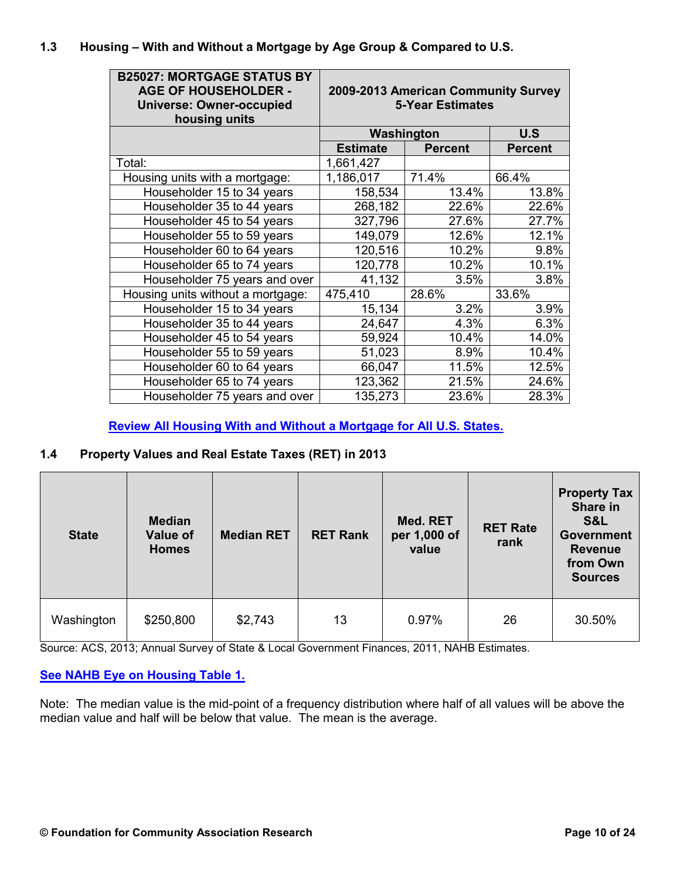### 1.3 Housing – With and Without a Mortgage by Age Group & Compared to U.S.

| B25027: MORTGAGE STATUS BY AGE OF HOUSEHOLDER - Universe: Owner-occupied housing units | 2009-2013 American Community Survey 5-Year Estimates | | |
|---|---|---|---|
| | Washington | | U.S |
| | Estimate | Percent | Percent |
| Total: | 1,661,427 | | |
| Housing units with a mortgage: | 1,186,017 | 71.4% | 66.4% |
| Householder 15 to 34 years | 158,534 | 13.4% | 13.8% |
| Householder 35 to 44 years | 268,182 | 22.6% | 22.6% |
| Householder 45 to 54 years | 327,796 | 27.6% | 27.7% |
| Householder 55 to 59 years | 149,079 | 12.6% | 12.1% |
| Householder 60 to 64 years | 120,516 | 10.2% | 9.8% |
| Householder 65 to 74 years | 120,778 | 10.2% | 10.1% |
| Householder 75 years and over | 41,132 | 3.5% | 3.8% |
| Housing units without a mortgage: | 475,410 | 28.6% | 33.6% |
| Householder 15 to 34 years | 15,134 | 3.2% | 3.9% |
| Householder 35 to 44 years | 24,647 | 4.3% | 6.3% |
| Householder 45 to 54 years | 59,924 | 10.4% | 14.0% |
| Householder 55 to 59 years | 51,023 | 8.9% | 10.4% |
| Householder 60 to 64 years | 66,047 | 11.5% | 12.5% |
| Householder 65 to 74 years | 123,362 | 21.5% | 24.6% |
| Householder 75 years and over | 135,273 | 23.6% | 28.3% |

**Review All Housing With and Without a Mortgage for All U.S. States.**

### 1.4 Property Values and Real Estate Taxes (RET) in 2013

| State | Median Value of Homes | Median RET | RET Rank | Med. RET per 1,000 of value | RET Rate rank | Property Tax Share in S&L Government Revenue from Own Sources |
|---|---|---|---|---|---|---|
| Washington | $250,800 | $2,743 | 13 | 0.97% | 26 | 30.50% |

Source: ACS, 2013; Annual Survey of State & Local Government Finances, 2011, NAHB Estimates.

**See NAHB Eye on Housing Table 1.**

Note: The median value is the mid-point of a frequency distribution where half of all values will be above the median value and half will be below that value. The mean is the average.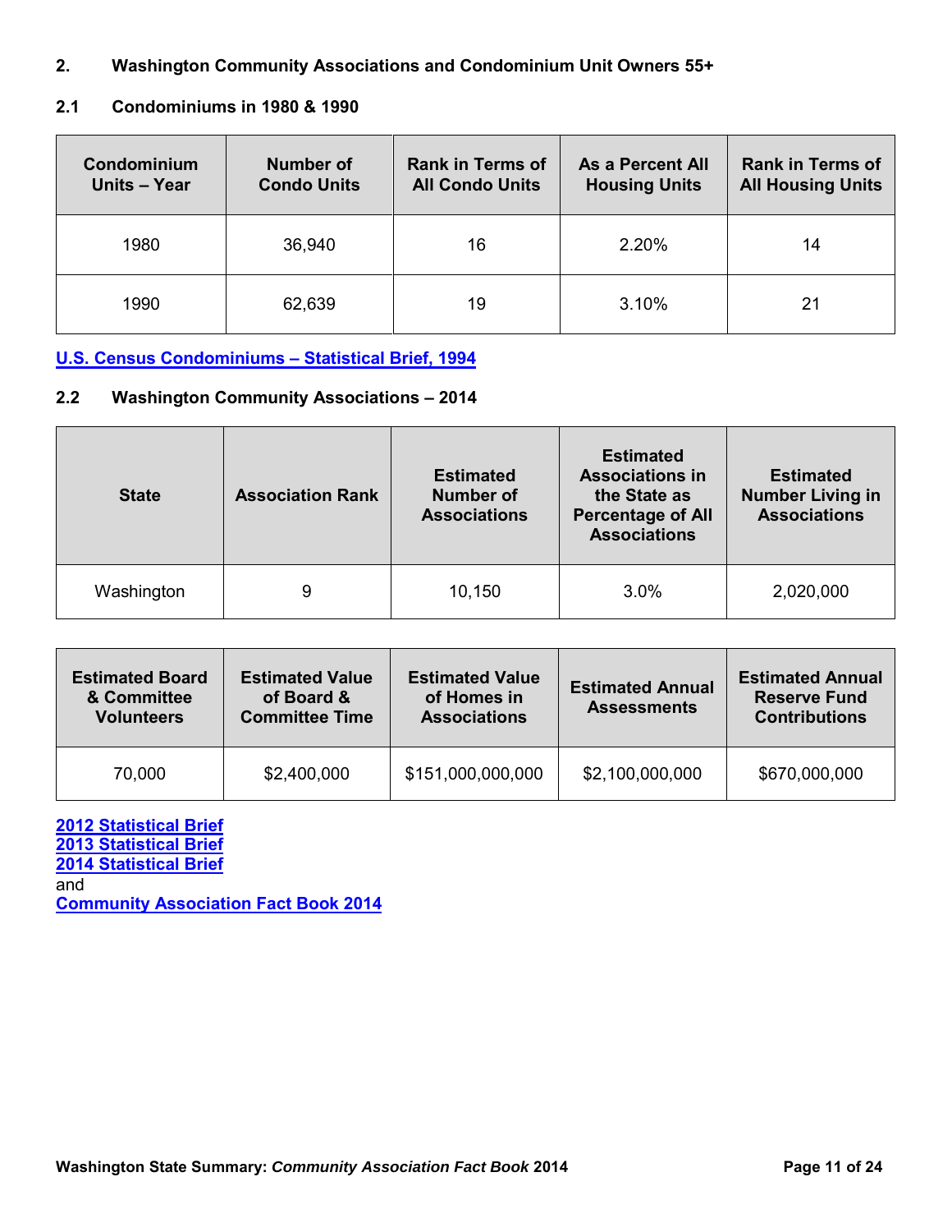## 2. Washington Community Associations and Condominium Unit Owners 55+

### 2.1 Condominiums in 1980 & 1990

| Condominium Units – Year | Number of Condo Units | Rank in Terms of All Condo Units | As a Percent All Housing Units | Rank in Terms of All Housing Units |
|---|---|---|---|---|
| 1980 | 36,940 | 16 | 2.20% | 14 |
| 1990 | 62,639 | 19 | 3.10% | 21 |

U.S. Census Condominiums – Statistical Brief, 1994

### 2.2 Washington Community Associations – 2014

| State | Association Rank | Estimated Number of Associations | Estimated Associations in the State as Percentage of All Associations | Estimated Number Living in Associations |
|---|---|---|---|---|
| Washington | 9 | 10,150 | 3.0% | 2,020,000 |

| Estimated Board & Committee Volunteers | Estimated Value of Board & Committee Time | Estimated Value of Homes in Associations | Estimated Annual Assessments | Estimated Annual Reserve Fund Contributions |
|---|---|---|---|---|
| 70,000 | $2,400,000 | $151,000,000,000 | $2,100,000,000 | $670,000,000 |

2012 Statistical Brief
2013 Statistical Brief
2014 Statistical Brief
and
Community Association Fact Book 2014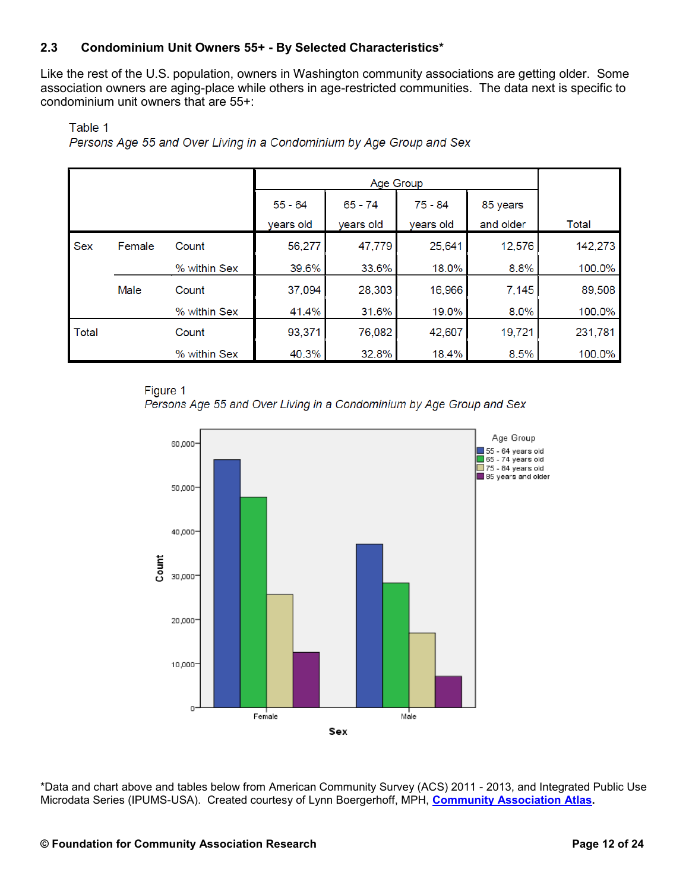### 2.3 Condominium Unit Owners 55+ - By Selected Characteristics*

Like the rest of the U.S. population, owners in Washington community associations are getting older. Some association owners are aging-place while others in age-restricted communities. The data next is specific to condominium unit owners that are 55+:

Table 1

*Persons Age 55 and Over Living in a Condominium by Age Group and Sex*

| | | | Age Group | | | | Total |
|---|---|---|---|---|---|---|---|
| | | | 55 - 64 years old | 65 - 74 years old | 75 - 84 years old | 85 years and older | |
| Sex | Female | Count | 56,277 | 47,779 | 25,641 | 12,576 | 142,273 |
| | | % within Sex | 39.6% | 33.6% | 18.0% | 8.8% | 100.0% |
| | Male | Count | 37,094 | 28,303 | 16,966 | 7,145 | 89,508 |
| | | % within Sex | 41.4% | 31.6% | 19.0% | 8.0% | 100.0% |
| Total | | Count | 93,371 | 76,082 | 42,607 | 19,721 | 231,781 |
| | | % within Sex | 40.3% | 32.8% | 18.4% | 8.5% | 100.0% |

Figure 1

*Persons Age 55 and Over Living in a Condominium by Age Group and Sex*

*Data and chart above and tables below from American Community Survey (ACS) 2011 - 2013, and Integrated Public Use Microdata Series (IPUMS-USA). Created courtesy of Lynn Boergerhoff, MPH, **Community Association Atlas**.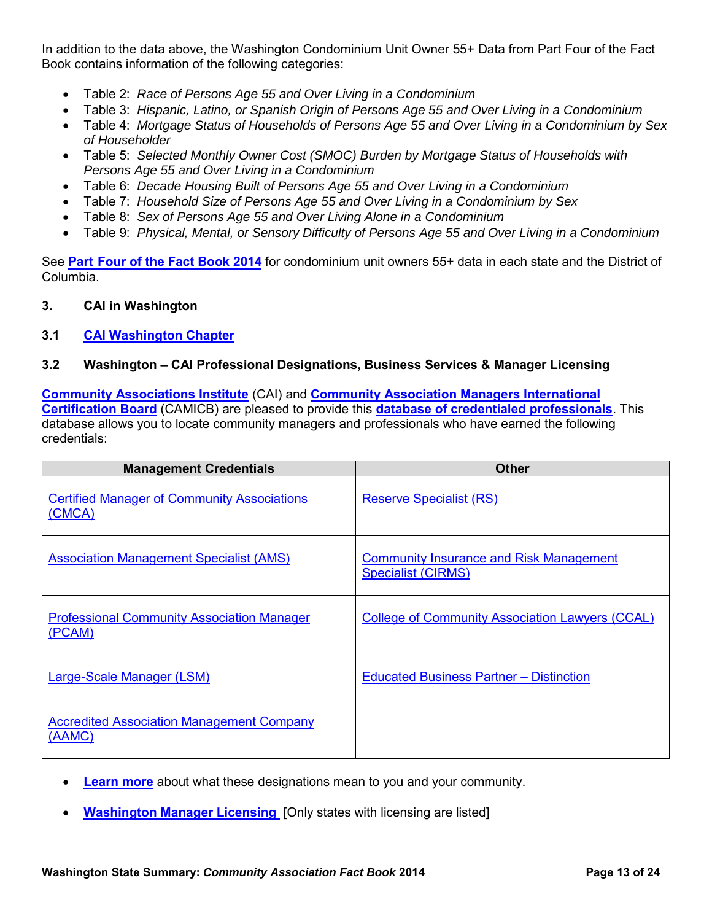In addition to the data above, the Washington Condominium Unit Owner 55+ Data from Part Four of the Fact Book contains information of the following categories:

- Table 2: *Race of Persons Age 55 and Over Living in a Condominium*
- Table 3: *Hispanic, Latino, or Spanish Origin of Persons Age 55 and Over Living in a Condominium*
- Table 4: *Mortgage Status of Households of Persons Age 55 and Over Living in a Condominium by Sex of Householder*
- Table 5: *Selected Monthly Owner Cost (SMOC) Burden by Mortgage Status of Households with Persons Age 55 and Over Living in a Condominium*
- Table 6: *Decade Housing Built of Persons Age 55 and Over Living in a Condominium*
- Table 7: *Household Size of Persons Age 55 and Over Living in a Condominium by Sex*
- Table 8: *Sex of Persons Age 55 and Over Living Alone in a Condominium*
- Table 9: *Physical, Mental, or Sensory Difficulty of Persons Age 55 and Over Living in a Condominium*

See **Part Four of the Fact Book 2014** for condominium unit owners 55+ data in each state and the District of Columbia.

## 3. CAI in Washington

### 3.1 CAI Washington Chapter

### 3.2 Washington – CAI Professional Designations, Business Services & Manager Licensing

**Community Associations Institute** (CAI) and **Community Association Managers International Certification Board** (CAMICB) are pleased to provide this **database of credentialed professionals**. This database allows you to locate community managers and professionals who have earned the following credentials:

| Management Credentials | Other |
|---|---|
| Certified Manager of Community Associations (CMCA) | Reserve Specialist (RS) |
| Association Management Specialist (AMS) | Community Insurance and Risk Management Specialist (CIRMS) |
| Professional Community Association Manager (PCAM) | College of Community Association Lawyers (CCAL) |
| Large-Scale Manager (LSM) | Educated Business Partner – Distinction |
| Accredited Association Management Company (AAMC) | |

- **Learn more** about what these designations mean to you and your community.
- **Washington Manager Licensing** [Only states with licensing are listed]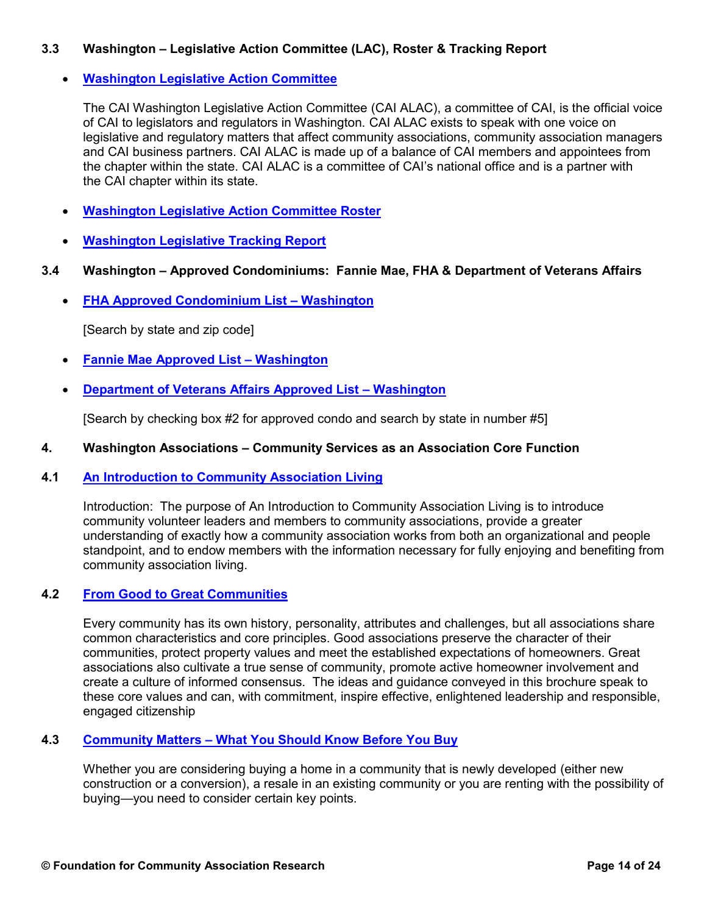### 3.3 Washington – Legislative Action Committee (LAC), Roster & Tracking Report

- **Washington Legislative Action Committee**

  The CAI Washington Legislative Action Committee (CAI ALAC), a committee of CAI, is the official voice of CAI to legislators and regulators in Washington. CAI ALAC exists to speak with one voice on legislative and regulatory matters that affect community associations, community association managers and CAI business partners. CAI ALAC is made up of a balance of CAI members and appointees from the chapter within the state. CAI ALAC is a committee of CAI's national office and is a partner with the CAI chapter within its state.

- **Washington Legislative Action Committee Roster**

- **Washington Legislative Tracking Report**

### 3.4 Washington – Approved Condominiums: Fannie Mae, FHA & Department of Veterans Affairs

- **FHA Approved Condominium List – Washington**

  [Search by state and zip code]

- **Fannie Mae Approved List – Washington**

- **Department of Veterans Affairs Approved List – Washington**

  [Search by checking box #2 for approved condo and search by state in number #5]

## 4. Washington Associations – Community Services as an Association Core Function

### 4.1 An Introduction to Community Association Living

Introduction: The purpose of An Introduction to Community Association Living is to introduce community volunteer leaders and members to community associations, provide a greater understanding of exactly how a community association works from both an organizational and people standpoint, and to endow members with the information necessary for fully enjoying and benefiting from community association living.

### 4.2 From Good to Great Communities

Every community has its own history, personality, attributes and challenges, but all associations share common characteristics and core principles. Good associations preserve the character of their communities, protect property values and meet the established expectations of homeowners. Great associations also cultivate a true sense of community, promote active homeowner involvement and create a culture of informed consensus. The ideas and guidance conveyed in this brochure speak to these core values and can, with commitment, inspire effective, enlightened leadership and responsible, engaged citizenship

### 4.3 Community Matters – What You Should Know Before You Buy

Whether you are considering buying a home in a community that is newly developed (either new construction or a conversion), a resale in an existing community or you are renting with the possibility of buying—you need to consider certain key points.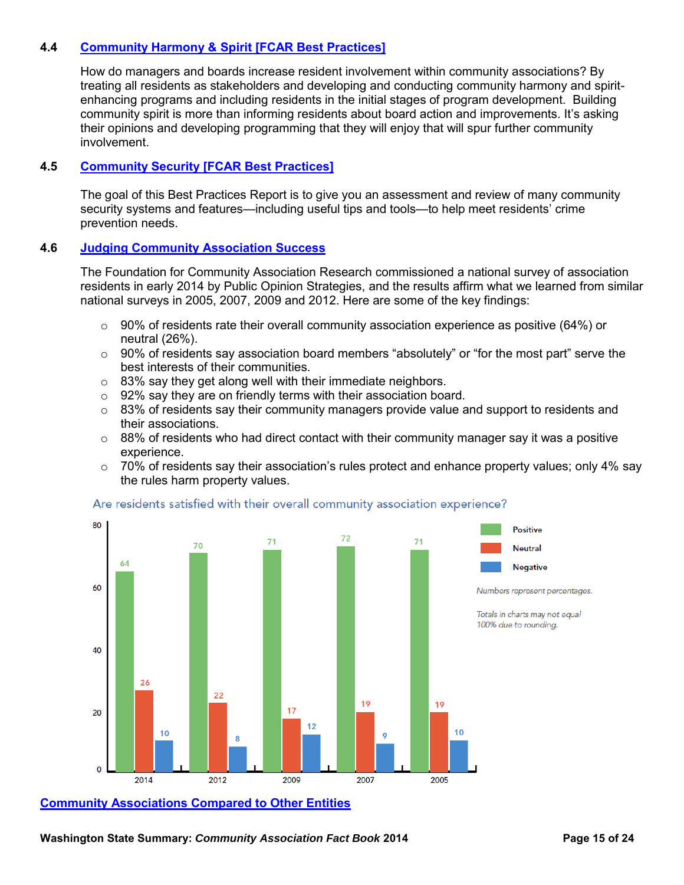### 4.4 Community Harmony & Spirit [FCAR Best Practices]

How do managers and boards increase resident involvement within community associations? By treating all residents as stakeholders and developing and conducting community harmony and spirit-enhancing programs and including residents in the initial stages of program development. Building community spirit is more than informing residents about board action and improvements. It's asking their opinions and developing programming that they will enjoy that will spur further community involvement.

### 4.5 Community Security [FCAR Best Practices]

The goal of this Best Practices Report is to give you an assessment and review of many community security systems and features—including useful tips and tools—to help meet residents' crime prevention needs.

### 4.6 Judging Community Association Success

The Foundation for Community Association Research commissioned a national survey of association residents in early 2014 by Public Opinion Strategies, and the results affirm what we learned from similar national surveys in 2005, 2007, 2009 and 2012. Here are some of the key findings:

- 90% of residents rate their overall community association experience as positive (64%) or neutral (26%).
- 90% of residents say association board members "absolutely" or "for the most part" serve the best interests of their communities.
- 83% say they get along well with their immediate neighbors.
- 92% say they are on friendly terms with their association board.
- 83% of residents say their community managers provide value and support to residents and their associations.
- 88% of residents who had direct contact with their community manager say it was a positive experience.
- 70% of residents say their association's rules protect and enhance property values; only 4% say the rules harm property values.

**Are residents satisfied with their overall community association experience?**

| Year | Positive | Neutral | Negative |
|---|---|---|---|
| 2014 | 64 | 26 | 10 |
| 2012 | 70 | 22 | 8 |
| 2009 | 71 | 17 | 12 |
| 2007 | 72 | 19 | 9 |
| 2005 | 71 | 19 | 10 |

*Numbers represent percentages.*

*Totals in charts may not equal 100% due to rounding.*

**Community Associations Compared to Other Entities**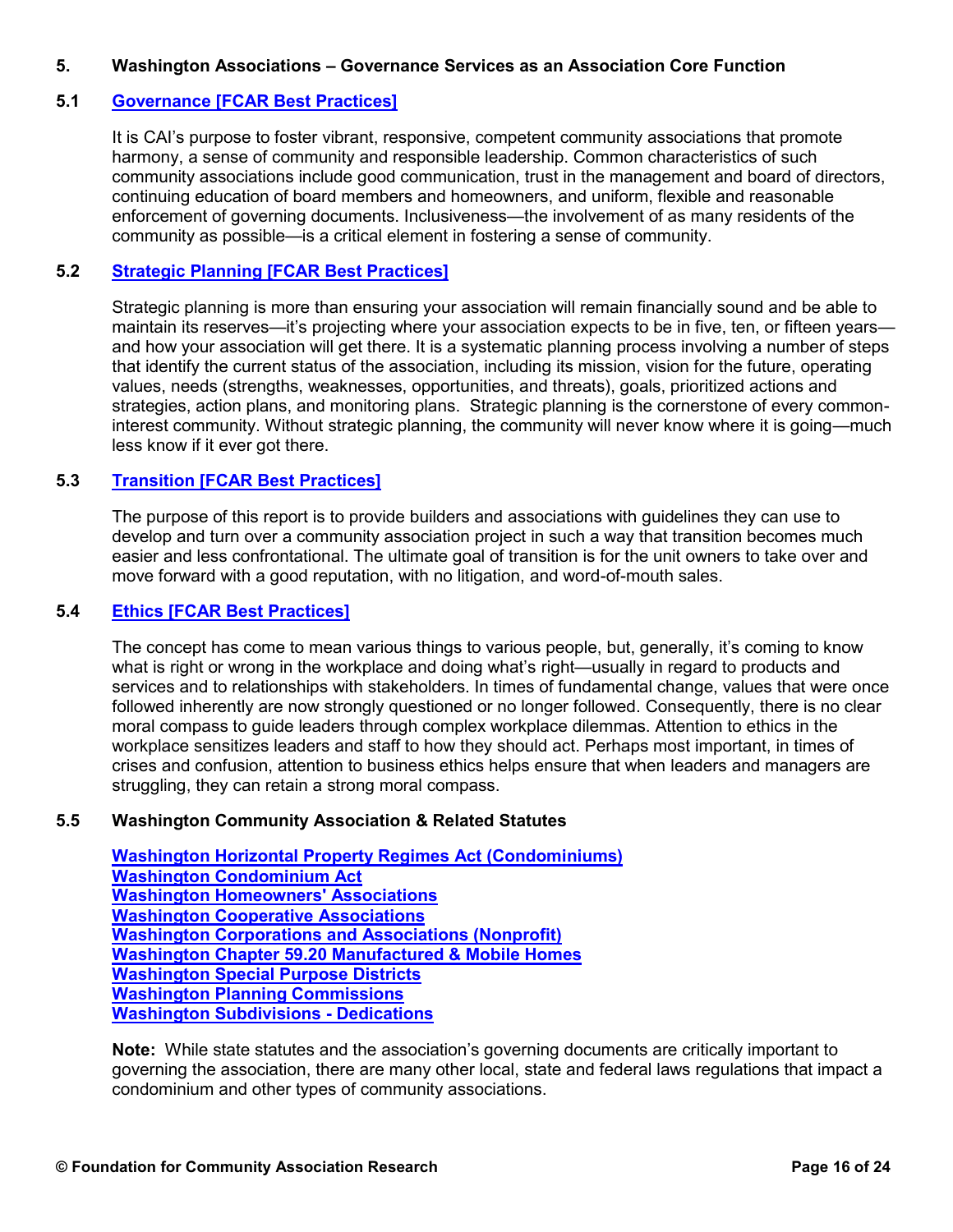## 5. Washington Associations – Governance Services as an Association Core Function

### 5.1 Governance [FCAR Best Practices]

It is CAI's purpose to foster vibrant, responsive, competent community associations that promote harmony, a sense of community and responsible leadership. Common characteristics of such community associations include good communication, trust in the management and board of directors, continuing education of board members and homeowners, and uniform, flexible and reasonable enforcement of governing documents. Inclusiveness—the involvement of as many residents of the community as possible—is a critical element in fostering a sense of community.

### 5.2 Strategic Planning [FCAR Best Practices]

Strategic planning is more than ensuring your association will remain financially sound and be able to maintain its reserves—it's projecting where your association expects to be in five, ten, or fifteen years—and how your association will get there. It is a systematic planning process involving a number of steps that identify the current status of the association, including its mission, vision for the future, operating values, needs (strengths, weaknesses, opportunities, and threats), goals, prioritized actions and strategies, action plans, and monitoring plans. Strategic planning is the cornerstone of every common-interest community. Without strategic planning, the community will never know where it is going—much less know if it ever got there.

### 5.3 Transition [FCAR Best Practices]

The purpose of this report is to provide builders and associations with guidelines they can use to develop and turn over a community association project in such a way that transition becomes much easier and less confrontational. The ultimate goal of transition is for the unit owners to take over and move forward with a good reputation, with no litigation, and word-of-mouth sales.

### 5.4 Ethics [FCAR Best Practices]

The concept has come to mean various things to various people, but, generally, it's coming to know what is right or wrong in the workplace and doing what's right—usually in regard to products and services and to relationships with stakeholders. In times of fundamental change, values that were once followed inherently are now strongly questioned or no longer followed. Consequently, there is no clear moral compass to guide leaders through complex workplace dilemmas. Attention to ethics in the workplace sensitizes leaders and staff to how they should act. Perhaps most important, in times of crises and confusion, attention to business ethics helps ensure that when leaders and managers are struggling, they can retain a strong moral compass.

### 5.5 Washington Community Association & Related Statutes

**Washington Horizontal Property Regimes Act (Condominiums)**
**Washington Condominium Act**
**Washington Homeowners' Associations**
**Washington Cooperative Associations**
**Washington Corporations and Associations (Nonprofit)**
**Washington Chapter 59.20 Manufactured & Mobile Homes**
**Washington Special Purpose Districts**
**Washington Planning Commissions**
**Washington Subdivisions - Dedications**

**Note:** While state statutes and the association's governing documents are critically important to governing the association, there are many other local, state and federal laws regulations that impact a condominium and other types of community associations.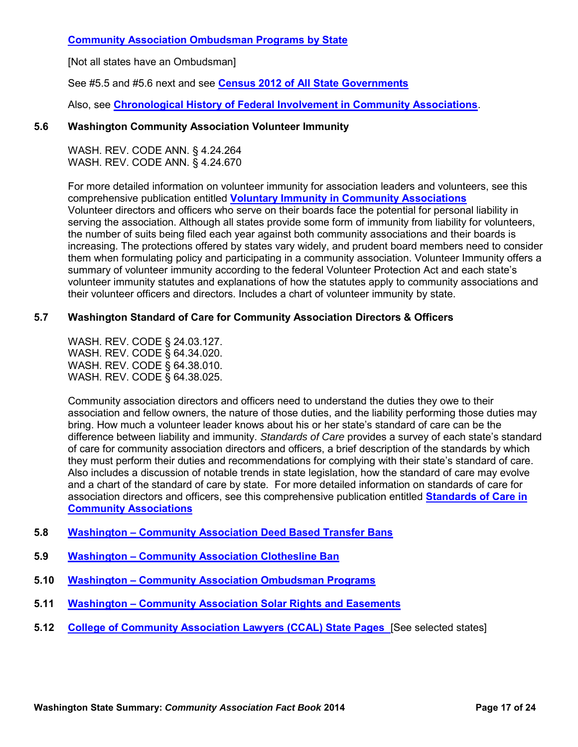**Community Association Ombudsman Programs by State**

[Not all states have an Ombudsman]

See #5.5 and #5.6 next and see **Census 2012 of All State Governments**

Also, see **Chronological History of Federal Involvement in Community Associations**.

### 5.6 Washington Community Association Volunteer Immunity

WASH. REV. CODE ANN. § 4.24.264
WASH. REV. CODE ANN. § 4.24.670

For more detailed information on volunteer immunity for association leaders and volunteers, see this comprehensive publication entitled **Voluntary Immunity in Community Associations** Volunteer directors and officers who serve on their boards face the potential for personal liability in serving the association. Although all states provide some form of immunity from liability for volunteers, the number of suits being filed each year against both community associations and their boards is increasing. The protections offered by states vary widely, and prudent board members need to consider them when formulating policy and participating in a community association. Volunteer Immunity offers a summary of volunteer immunity according to the federal Volunteer Protection Act and each state's volunteer immunity statutes and explanations of how the statutes apply to community associations and their volunteer officers and directors. Includes a chart of volunteer immunity by state.

### 5.7 Washington Standard of Care for Community Association Directors & Officers

WASH. REV. CODE § 24.03.127.
WASH. REV. CODE § 64.34.020.
WASH. REV. CODE § 64.38.010.
WASH. REV. CODE § 64.38.025.

Community association directors and officers need to understand the duties they owe to their association and fellow owners, the nature of those duties, and the liability performing those duties may bring. How much a volunteer leader knows about his or her state's standard of care can be the difference between liability and immunity. *Standards of Care* provides a survey of each state's standard of care for community association directors and officers, a brief description of the standards by which they must perform their duties and recommendations for complying with their state's standard of care. Also includes a discussion of notable trends in state legislation, how the standard of care may evolve and a chart of the standard of care by state. For more detailed information on standards of care for association directors and officers, see this comprehensive publication entitled **Standards of Care in Community Associations**

### 5.8 Washington – Community Association Deed Based Transfer Bans

### 5.9 Washington – Community Association Clothesline Ban

### 5.10 Washington – Community Association Ombudsman Programs

### 5.11 Washington – Community Association Solar Rights and Easements

### 5.12 College of Community Association Lawyers (CCAL) State Pages [See selected states]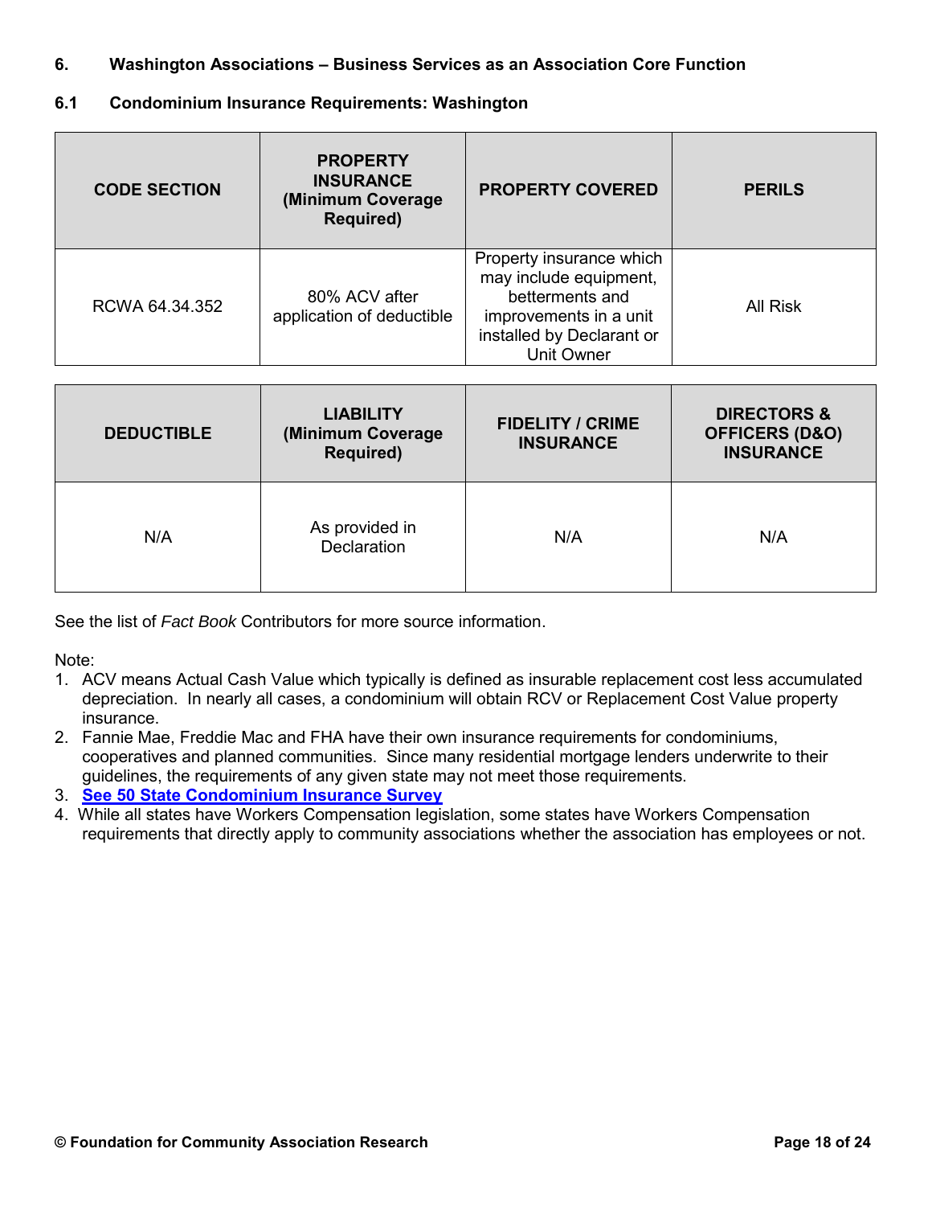## 6. Washington Associations – Business Services as an Association Core Function

### 6.1 Condominium Insurance Requirements: Washington

| CODE SECTION | PROPERTY INSURANCE (Minimum Coverage Required) | PROPERTY COVERED | PERILS |
|---|---|---|---|
| RCWA 64.34.352 | 80% ACV after application of deductible | Property insurance which may include equipment, betterments and improvements in a unit installed by Declarant or Unit Owner | All Risk |

| DEDUCTIBLE | LIABILITY (Minimum Coverage Required) | FIDELITY / CRIME INSURANCE | DIRECTORS & OFFICERS (D&O) INSURANCE |
|---|---|---|---|
| N/A | As provided in Declaration | N/A | N/A |

See the list of *Fact Book* Contributors for more source information.

Note:

1. ACV means Actual Cash Value which typically is defined as insurable replacement cost less accumulated depreciation. In nearly all cases, a condominium will obtain RCV or Replacement Cost Value property insurance.
2. Fannie Mae, Freddie Mac and FHA have their own insurance requirements for condominiums, cooperatives and planned communities. Since many residential mortgage lenders underwrite to their guidelines, the requirements of any given state may not meet those requirements.
3. **See 50 State Condominium Insurance Survey**
4. While all states have Workers Compensation legislation, some states have Workers Compensation requirements that directly apply to community associations whether the association has employees or not.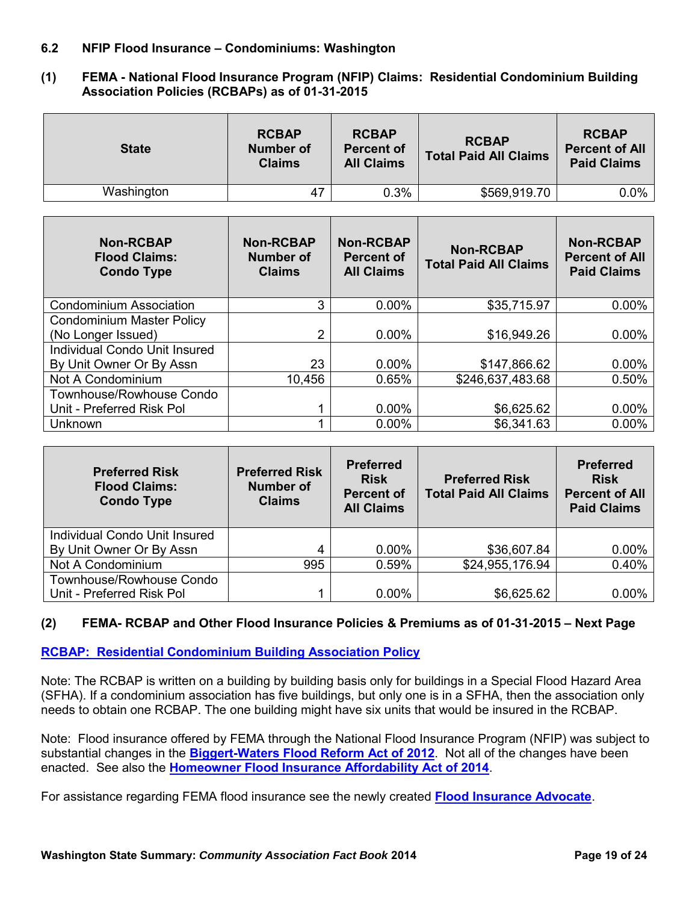### 6.2 NFIP Flood Insurance – Condominiums: Washington

**(1) FEMA - National Flood Insurance Program (NFIP) Claims: Residential Condominium Building Association Policies (RCBAPs) as of 01-31-2015**

| State | RCBAP Number of Claims | RCBAP Percent of All Claims | RCBAP Total Paid All Claims | RCBAP Percent of All Paid Claims |
|---|---|---|---|---|
| Washington | 47 | 0.3% | $569,919.70 | 0.0% |

| Non-RCBAP Flood Claims: Condo Type | Non-RCBAP Number of Claims | Non-RCBAP Percent of All Claims | Non-RCBAP Total Paid All Claims | Non-RCBAP Percent of All Paid Claims |
|---|---|---|---|---|
| Condominium Association | 3 | 0.00% | $35,715.97 | 0.00% |
| Condominium Master Policy (No Longer Issued) | 2 | 0.00% | $16,949.26 | 0.00% |
| Individual Condo Unit Insured By Unit Owner Or By Assn | 23 | 0.00% | $147,866.62 | 0.00% |
| Not A Condominium | 10,456 | 0.65% | $246,637,483.68 | 0.50% |
| Townhouse/Rowhouse Condo Unit - Preferred Risk Pol | 1 | 0.00% | $6,625.62 | 0.00% |
| Unknown | 1 | 0.00% | $6,341.63 | 0.00% |

| Preferred Risk Flood Claims: Condo Type | Preferred Risk Number of Claims | Preferred Risk Percent of All Claims | Preferred Risk Total Paid All Claims | Preferred Risk Percent of All Paid Claims |
|---|---|---|---|---|
| Individual Condo Unit Insured By Unit Owner Or By Assn | 4 | 0.00% | $36,607.84 | 0.00% |
| Not A Condominium | 995 | 0.59% | $24,955,176.94 | 0.40% |
| Townhouse/Rowhouse Condo Unit - Preferred Risk Pol | 1 | 0.00% | $6,625.62 | 0.00% |

**(2) FEMA- RCBAP and Other Flood Insurance Policies & Premiums as of 01-31-2015 – Next Page**

**RCBAP: Residential Condominium Building Association Policy**

Note: The RCBAP is written on a building by building basis only for buildings in a Special Flood Hazard Area (SFHA). If a condominium association has five buildings, but only one is in a SFHA, then the association only needs to obtain one RCBAP. The one building might have six units that would be insured in the RCBAP.

Note: Flood insurance offered by FEMA through the National Flood Insurance Program (NFIP) was subject to substantial changes in the **Biggert-Waters Flood Reform Act of 2012**. Not all of the changes have been enacted. See also the **Homeowner Flood Insurance Affordability Act of 2014**.

For assistance regarding FEMA flood insurance see the newly created **Flood Insurance Advocate**.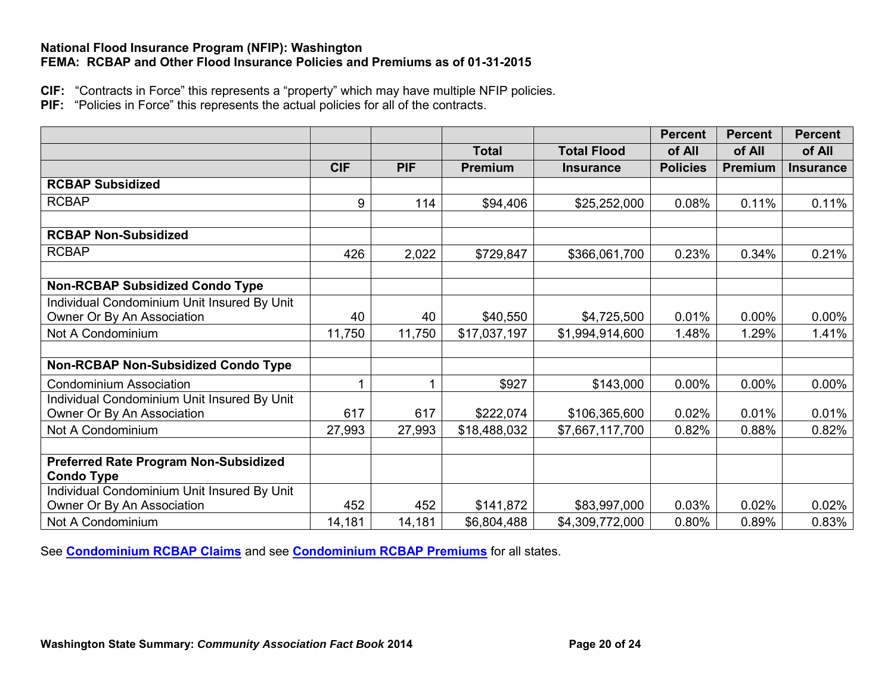**National Flood Insurance Program (NFIP): Washington**
**FEMA: RCBAP and Other Flood Insurance Policies and Premiums as of 01-31-2015**

**CIF:** "Contracts in Force" this represents a "property" which may have multiple NFIP policies.
**PIF:** "Policies in Force" this represents the actual policies for all of the contracts.

| | CIF | PIF | Total Premium | Total Flood Insurance | Percent of All Policies | Percent of All Premium | Percent of All Insurance |
|---|---|---|---|---|---|---|---|
| **RCBAP Subsidized** | | | | | | | |
| RCBAP | 9 | 114 | $94,406 | $25,252,000 | 0.08% | 0.11% | 0.11% |
| | | | | | | | |
| **RCBAP Non-Subsidized** | | | | | | | |
| RCBAP | 426 | 2,022 | $729,847 | $366,061,700 | 0.23% | 0.34% | 0.21% |
| | | | | | | | |
| **Non-RCBAP Subsidized Condo Type** | | | | | | | |
| Individual Condominium Unit Insured By Unit Owner Or By An Association | 40 | 40 | $40,550 | $4,725,500 | 0.01% | 0.00% | 0.00% |
| Not A Condominium | 11,750 | 11,750 | $17,037,197 | $1,994,914,600 | 1.48% | 1.29% | 1.41% |
| | | | | | | | |
| **Non-RCBAP Non-Subsidized Condo Type** | | | | | | | |
| Condominium Association | 1 | 1 | $927 | $143,000 | 0.00% | 0.00% | 0.00% |
| Individual Condominium Unit Insured By Unit Owner Or By An Association | 617 | 617 | $222,074 | $106,365,600 | 0.02% | 0.01% | 0.01% |
| Not A Condominium | 27,993 | 27,993 | $18,488,032 | $7,667,117,700 | 0.82% | 0.88% | 0.82% |
| | | | | | | | |
| **Preferred Rate Program Non-Subsidized Condo Type** | | | | | | | |
| Individual Condominium Unit Insured By Unit Owner Or By An Association | 452 | 452 | $141,872 | $83,997,000 | 0.03% | 0.02% | 0.02% |
| Not A Condominium | 14,181 | 14,181 | $6,804,488 | $4,309,772,000 | 0.80% | 0.89% | 0.83% |

See **Condominium RCBAP Claims** and see **Condominium RCBAP Premiums** for all states.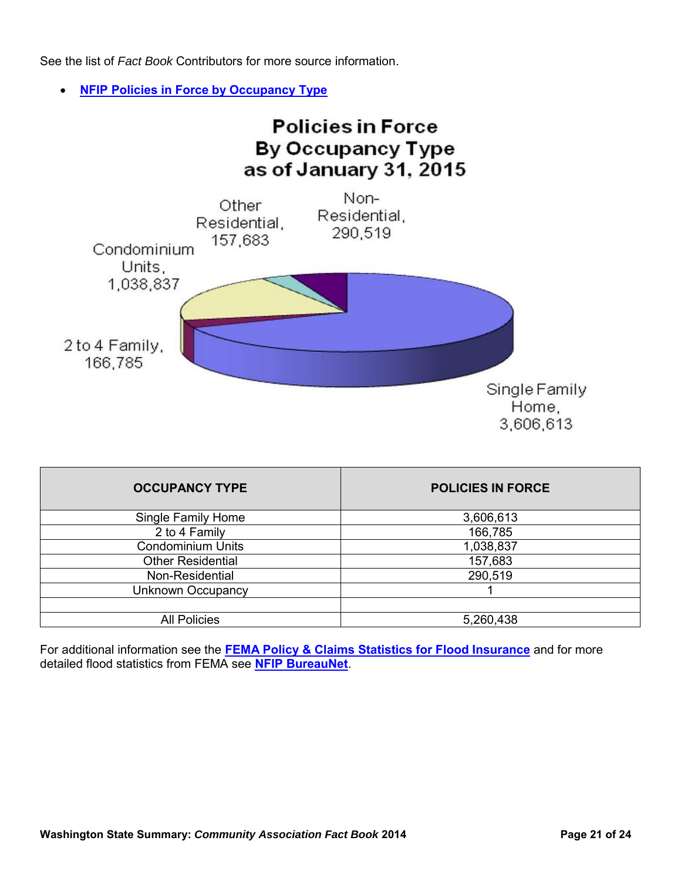See the list of *Fact Book* Contributors for more source information.

- **NFIP Policies in Force by Occupancy Type**

**Policies in Force By Occupancy Type as of January 31, 2015**

Other Residential, 157,683

Non-Residential, 290,519

Condominium Units, 1,038,837

2 to 4 Family, 166,785

Single Family Home, 3,606,613

| OCCUPANCY TYPE | POLICIES IN FORCE |
| --- | --- |
| Single Family Home | 3,606,613 |
| 2 to 4 Family | 166,785 |
| Condominium Units | 1,038,837 |
| Other Residential | 157,683 |
| Non-Residential | 290,519 |
| Unknown Occupancy | 1 |
| | |
| All Policies | 5,260,438 |

For additional information see the **FEMA Policy & Claims Statistics for Flood Insurance** and for more detailed flood statistics from FEMA see **NFIP BureauNet**.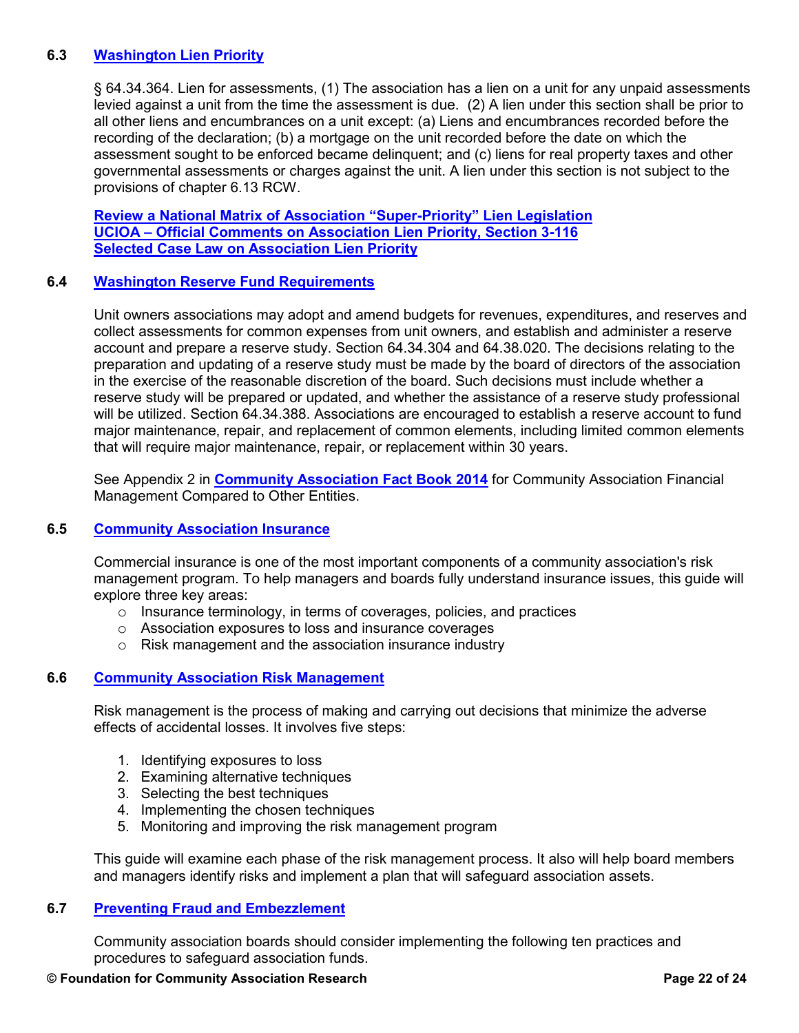### 6.3 [Washington Lien Priority]

§ 64.34.364. Lien for assessments, (1) The association has a lien on a unit for any unpaid assessments levied against a unit from the time the assessment is due. (2) A lien under this section shall be prior to all other liens and encumbrances on a unit except: (a) Liens and encumbrances recorded before the recording of the declaration; (b) a mortgage on the unit recorded before the date on which the assessment sought to be enforced became delinquent; and (c) liens for real property taxes and other governmental assessments or charges against the unit. A lien under this section is not subject to the provisions of chapter 6.13 RCW.

**Review a National Matrix of Association "Super-Priority" Lien Legislation**
**UCIOA – Official Comments on Association Lien Priority, Section 3-116**
**Selected Case Law on Association Lien Priority**

### 6.4 [Washington Reserve Fund Requirements]

Unit owners associations may adopt and amend budgets for revenues, expenditures, and reserves and collect assessments for common expenses from unit owners, and establish and administer a reserve account and prepare a reserve study. Section 64.34.304 and 64.38.020. The decisions relating to the preparation and updating of a reserve study must be made by the board of directors of the association in the exercise of the reasonable discretion of the board. Such decisions must include whether a reserve study will be prepared or updated, and whether the assistance of a reserve study professional will be utilized. Section 64.34.388. Associations are encouraged to establish a reserve account to fund major maintenance, repair, and replacement of common elements, including limited common elements that will require major maintenance, repair, or replacement within 30 years.

See Appendix 2 in **Community Association Fact Book 2014** for Community Association Financial Management Compared to Other Entities.

### 6.5 [Community Association Insurance]

Commercial insurance is one of the most important components of a community association's risk management program. To help managers and boards fully understand insurance issues, this guide will explore three key areas:

- Insurance terminology, in terms of coverages, policies, and practices
- Association exposures to loss and insurance coverages
- Risk management and the association insurance industry

### 6.6 [Community Association Risk Management]

Risk management is the process of making and carrying out decisions that minimize the adverse effects of accidental losses. It involves five steps:

1. Identifying exposures to loss
2. Examining alternative techniques
3. Selecting the best techniques
4. Implementing the chosen techniques
5. Monitoring and improving the risk management program

This guide will examine each phase of the risk management process. It also will help board members and managers identify risks and implement a plan that will safeguard association assets.

### 6.7 [Preventing Fraud and Embezzlement]

Community association boards should consider implementing the following ten practices and procedures to safeguard association funds.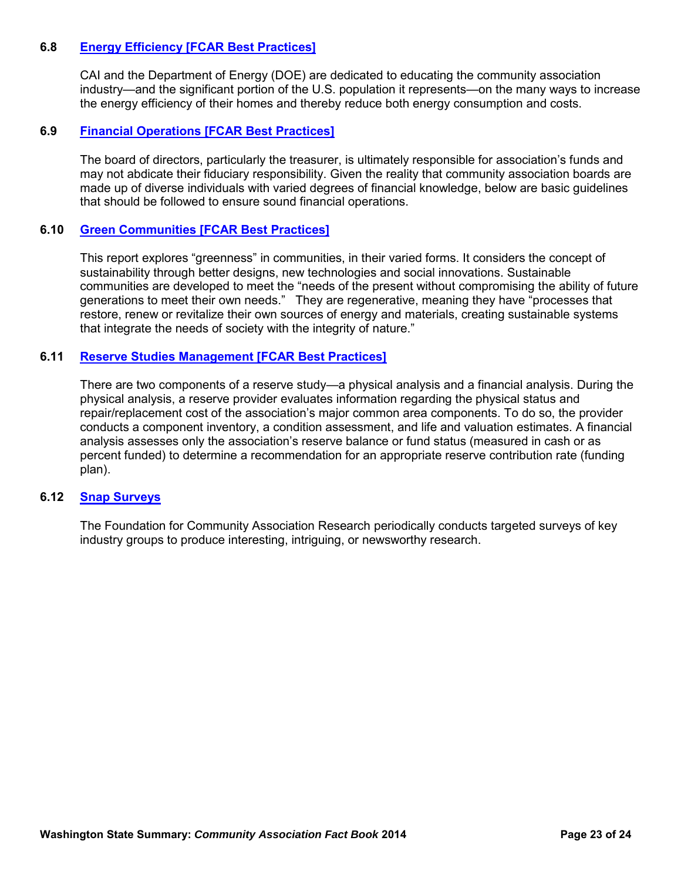### 6.8 Energy Efficiency [FCAR Best Practices]

CAI and the Department of Energy (DOE) are dedicated to educating the community association industry—and the significant portion of the U.S. population it represents—on the many ways to increase the energy efficiency of their homes and thereby reduce both energy consumption and costs.

### 6.9 Financial Operations [FCAR Best Practices]

The board of directors, particularly the treasurer, is ultimately responsible for association's funds and may not abdicate their fiduciary responsibility. Given the reality that community association boards are made up of diverse individuals with varied degrees of financial knowledge, below are basic guidelines that should be followed to ensure sound financial operations.

### 6.10 Green Communities [FCAR Best Practices]

This report explores "greenness" in communities, in their varied forms. It considers the concept of sustainability through better designs, new technologies and social innovations. Sustainable communities are developed to meet the "needs of the present without compromising the ability of future generations to meet their own needs." They are regenerative, meaning they have "processes that restore, renew or revitalize their own sources of energy and materials, creating sustainable systems that integrate the needs of society with the integrity of nature."

### 6.11 Reserve Studies Management [FCAR Best Practices]

There are two components of a reserve study—a physical analysis and a financial analysis. During the physical analysis, a reserve provider evaluates information regarding the physical status and repair/replacement cost of the association's major common area components. To do so, the provider conducts a component inventory, a condition assessment, and life and valuation estimates. A financial analysis assesses only the association's reserve balance or fund status (measured in cash or as percent funded) to determine a recommendation for an appropriate reserve contribution rate (funding plan).

### 6.12 Snap Surveys

The Foundation for Community Association Research periodically conducts targeted surveys of key industry groups to produce interesting, intriguing, or newsworthy research.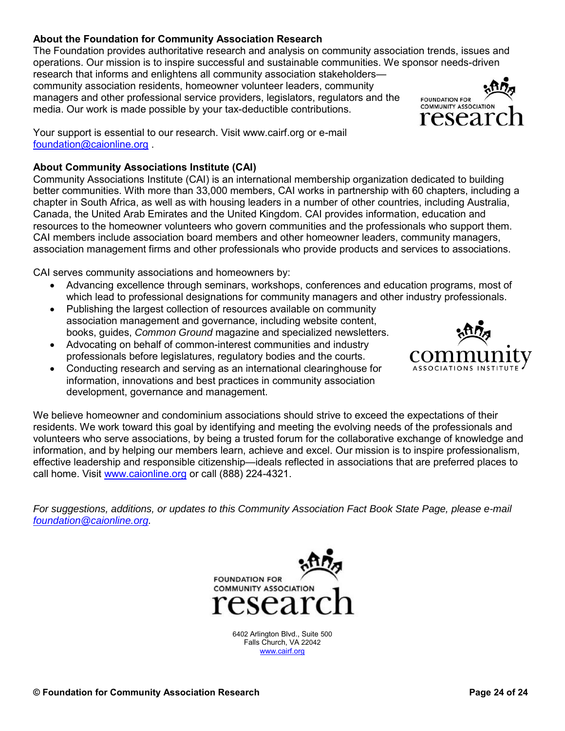**About the Foundation for Community Association Research**

The Foundation provides authoritative research and analysis on community association trends, issues and operations. Our mission is to inspire successful and sustainable communities. We sponsor needs-driven research that informs and enlightens all community association stakeholders—community association residents, homeowner volunteer leaders, community managers and other professional service providers, legislators, regulators and the media. Our work is made possible by your tax-deductible contributions.

Your support is essential to our research. Visit www.cairf.org or e-mail foundation@caionline.org .

**About Community Associations Institute (CAI)**

Community Associations Institute (CAI) is an international membership organization dedicated to building better communities. With more than 33,000 members, CAI works in partnership with 60 chapters, including a chapter in South Africa, as well as with housing leaders in a number of other countries, including Australia, Canada, the United Arab Emirates and the United Kingdom. CAI provides information, education and resources to the homeowner volunteers who govern communities and the professionals who support them. CAI members include association board members and other homeowner leaders, community managers, association management firms and other professionals who provide products and services to associations.

CAI serves community associations and homeowners by:

- Advancing excellence through seminars, workshops, conferences and education programs, most of which lead to professional designations for community managers and other industry professionals.
- Publishing the largest collection of resources available on community association management and governance, including website content, books, guides, *Common Ground* magazine and specialized newsletters.
- Advocating on behalf of common-interest communities and industry professionals before legislatures, regulatory bodies and the courts.
- Conducting research and serving as an international clearinghouse for information, innovations and best practices in community association development, governance and management.

We believe homeowner and condominium associations should strive to exceed the expectations of their residents. We work toward this goal by identifying and meeting the evolving needs of the professionals and volunteers who serve associations, by being a trusted forum for the collaborative exchange of knowledge and information, and by helping our members learn, achieve and excel. Our mission is to inspire professionalism, effective leadership and responsible citizenship—ideals reflected in associations that are preferred places to call home. Visit www.caionline.org or call (888) 224-4321.

*For suggestions, additions, or updates to this Community Association Fact Book State Page, please e-mail foundation@caionline.org.*

FOUNDATION FOR COMMUNITY ASSOCIATION research

6402 Arlington Blvd., Suite 500
Falls Church, VA 22042
www.cairf.org

© Foundation for Community Association Research